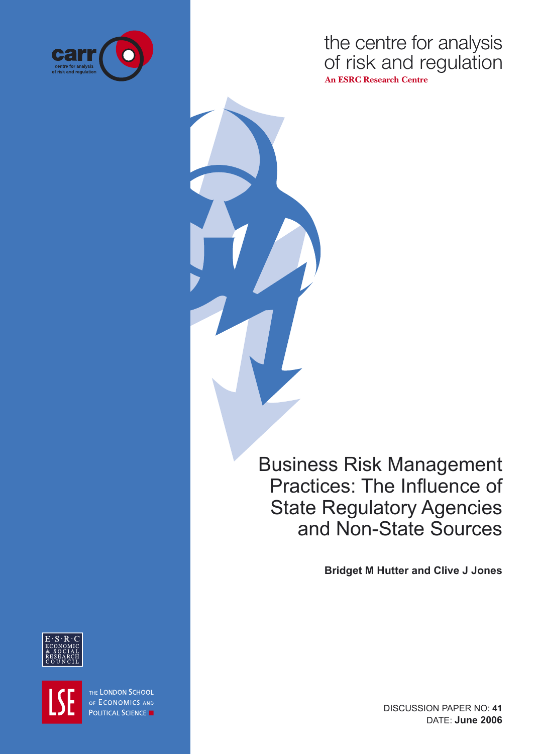carr

centre for analysis of risk and regulation

the centre for analysis of risk and regulation

**An ESRC Research Centre**

# Business Risk Management Practices: The Influence of State Regulatory Agencies and Non-State Sources

**Bridget M Hutter and Clive J Jones**

E·S·R·C ECONOMIC & SOCIAL RESEARCH COUNCIL

LSE THE LONDON SCHOOL OF ECONOMICS AND POLITICAL SCIENCE

DISCUSSION PAPER NO: **41**

DATE: **June 2006**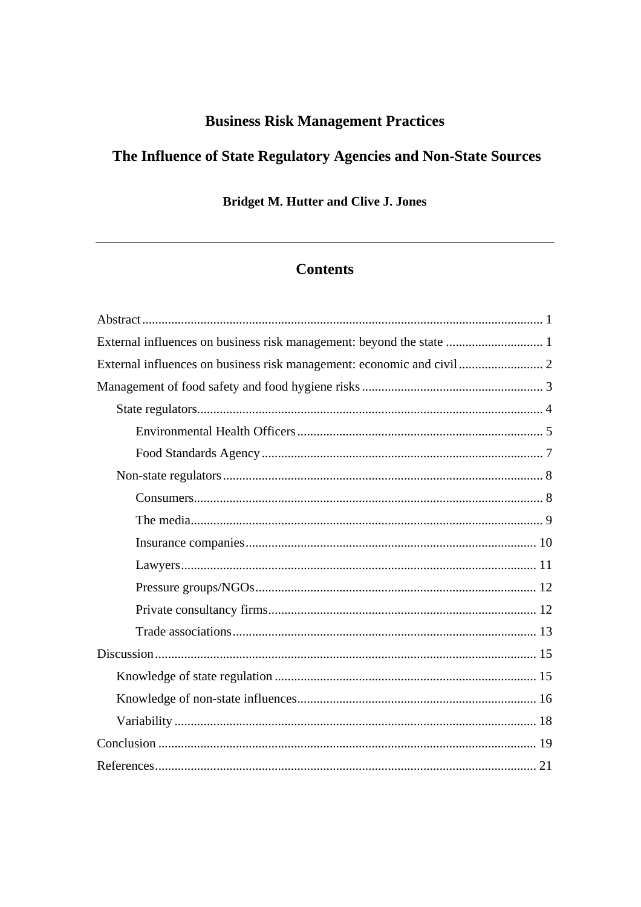# Business Risk Management Practices

# The Influence of State Regulatory Agencies and Non-State Sources

**Bridget M. Hutter and Clive J. Jones**

---

## Contents

- Abstract ........ 1
- External influences on business risk management: beyond the state ........ 1
- External influences on business risk management: economic and civil ........ 2
- Management of food safety and food hygiene risks ........ 3
  - State regulators ........ 4
    - Environmental Health Officers ........ 5
    - Food Standards Agency ........ 7
  - Non-state regulators ........ 8
    - Consumers ........ 8
    - The media ........ 9
    - Insurance companies ........ 10
    - Lawyers ........ 11
    - Pressure groups/NGOs ........ 12
    - Private consultancy firms ........ 12
    - Trade associations ........ 13
- Discussion ........ 15
  - Knowledge of state regulation ........ 15
  - Knowledge of non-state influences ........ 16
  - Variability ........ 18
- Conclusion ........ 19
- References ........ 21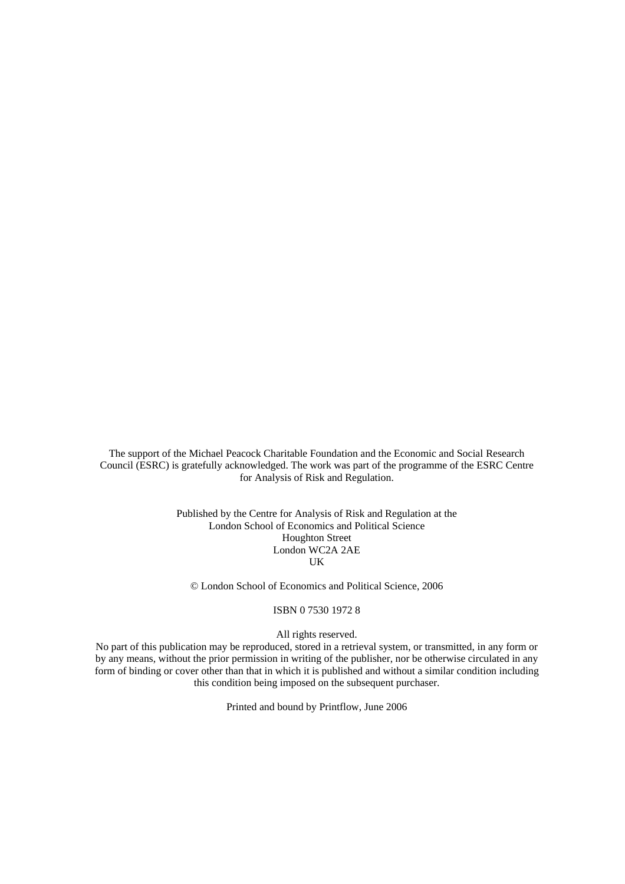The support of the Michael Peacock Charitable Foundation and the Economic and Social Research Council (ESRC) is gratefully acknowledged. The work was part of the programme of the ESRC Centre for Analysis of Risk and Regulation.

Published by the Centre for Analysis of Risk and Regulation at the
London School of Economics and Political Science
Houghton Street
London WC2A 2AE
UK

© London School of Economics and Political Science, 2006

ISBN 0 7530 1972 8

All rights reserved.
No part of this publication may be reproduced, stored in a retrieval system, or transmitted, in any form or by any means, without the prior permission in writing of the publisher, nor be otherwise circulated in any form of binding or cover other than that in which it is published and without a similar condition including this condition being imposed on the subsequent purchaser.

Printed and bound by Printflow, June 2006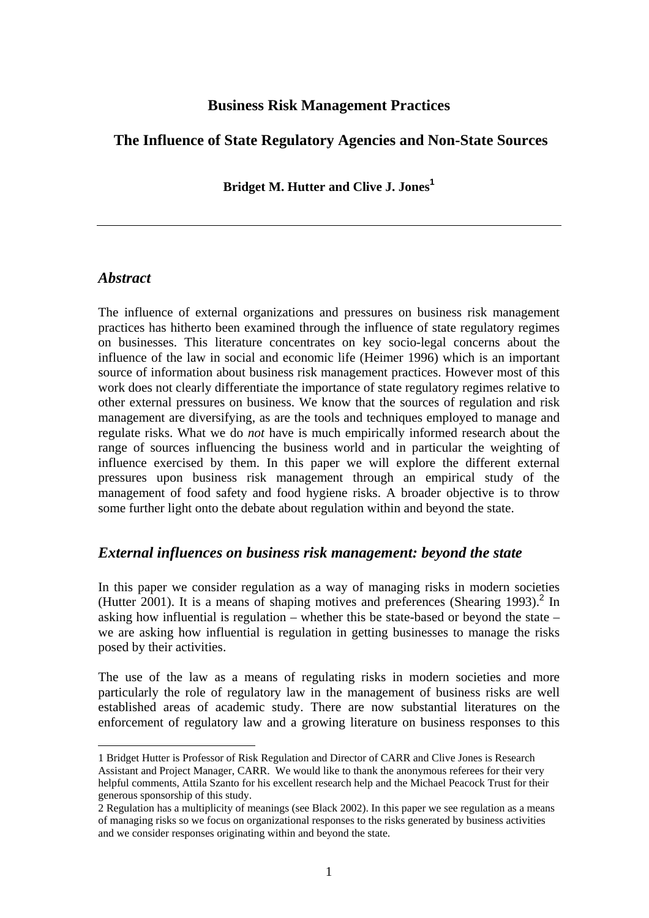# Business Risk Management Practices

## The Influence of State Regulatory Agencies and Non-State Sources

**Bridget M. Hutter and Clive J. Jones**[1]

---

## *Abstract*

The influence of external organizations and pressures on business risk management practices has hitherto been examined through the influence of state regulatory regimes on businesses. This literature concentrates on key socio-legal concerns about the influence of the law in social and economic life (Heimer 1996) which is an important source of information about business risk management practices. However most of this work does not clearly differentiate the importance of state regulatory regimes relative to other external pressures on business. We know that the sources of regulation and risk management are diversifying, as are the tools and techniques employed to manage and regulate risks. What we do *not* have is much empirically informed research about the range of sources influencing the business world and in particular the weighting of influence exercised by them. In this paper we will explore the different external pressures upon business risk management through an empirical study of the management of food safety and food hygiene risks. A broader objective is to throw some further light onto the debate about regulation within and beyond the state.

## *External influences on business risk management: beyond the state*

In this paper we consider regulation as a way of managing risks in modern societies (Hutter 2001). It is a means of shaping motives and preferences (Shearing 1993).[2] In asking how influential is regulation – whether this be state-based or beyond the state – we are asking how influential is regulation in getting businesses to manage the risks posed by their activities.

The use of the law as a means of regulating risks in modern societies and more particularly the role of regulatory law in the management of business risks are well established areas of academic study. There are now substantial literatures on the enforcement of regulatory law and a growing literature on business responses to this

---

1 Bridget Hutter is Professor of Risk Regulation and Director of CARR and Clive Jones is Research Assistant and Project Manager, CARR. We would like to thank the anonymous referees for their very helpful comments, Attila Szanto for his excellent research help and the Michael Peacock Trust for their generous sponsorship of this study.

2 Regulation has a multiplicity of meanings (see Black 2002). In this paper we see regulation as a means of managing risks so we focus on organizational responses to the risks generated by business activities and we consider responses originating within and beyond the state.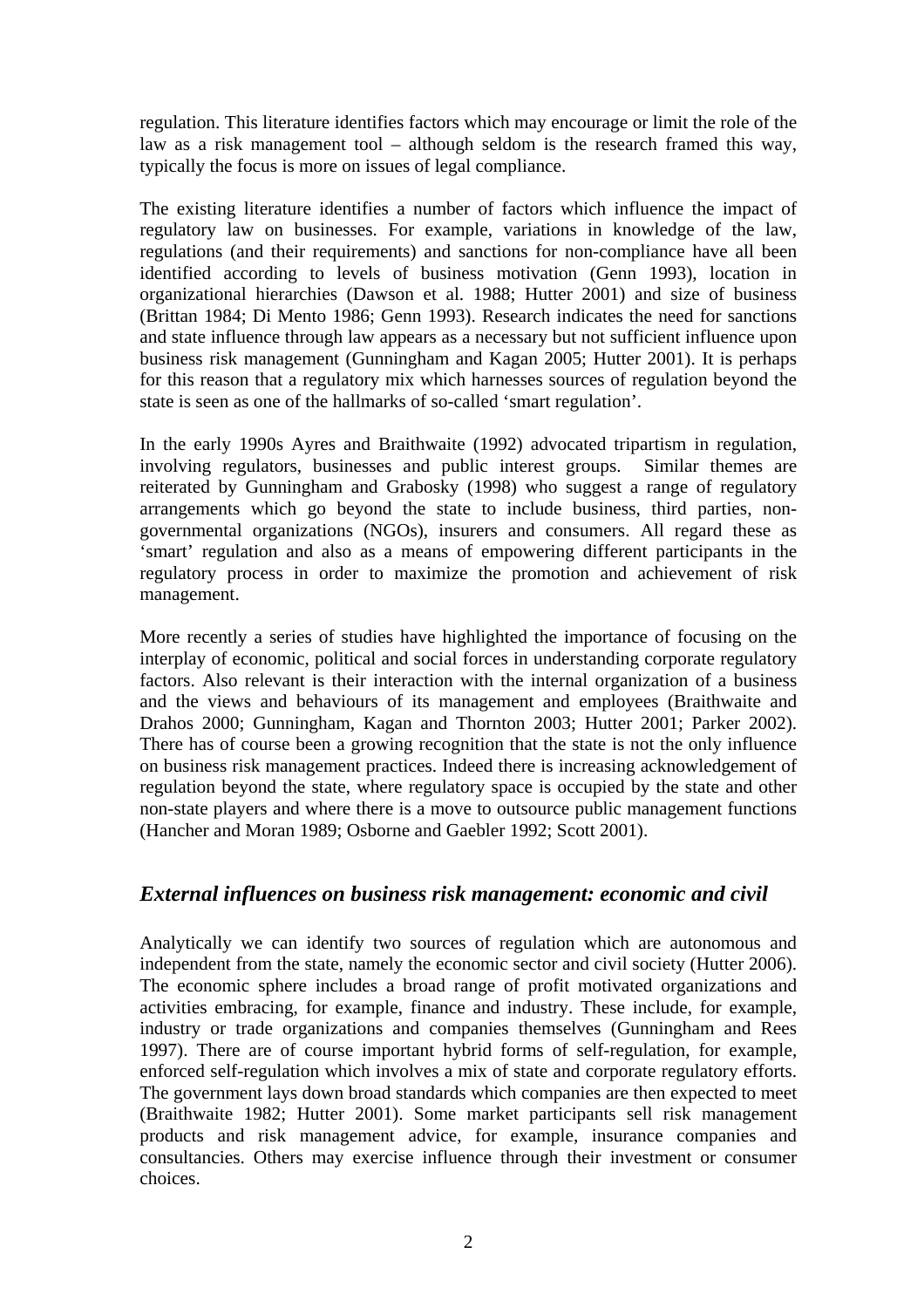regulation. This literature identifies factors which may encourage or limit the role of the law as a risk management tool – although seldom is the research framed this way, typically the focus is more on issues of legal compliance.

The existing literature identifies a number of factors which influence the impact of regulatory law on businesses. For example, variations in knowledge of the law, regulations (and their requirements) and sanctions for non-compliance have all been identified according to levels of business motivation (Genn 1993), location in organizational hierarchies (Dawson et al. 1988; Hutter 2001) and size of business (Brittan 1984; Di Mento 1986; Genn 1993). Research indicates the need for sanctions and state influence through law appears as a necessary but not sufficient influence upon business risk management (Gunningham and Kagan 2005; Hutter 2001). It is perhaps for this reason that a regulatory mix which harnesses sources of regulation beyond the state is seen as one of the hallmarks of so-called 'smart regulation'.

In the early 1990s Ayres and Braithwaite (1992) advocated tripartism in regulation, involving regulators, businesses and public interest groups. Similar themes are reiterated by Gunningham and Grabosky (1998) who suggest a range of regulatory arrangements which go beyond the state to include business, third parties, non-governmental organizations (NGOs), insurers and consumers. All regard these as 'smart' regulation and also as a means of empowering different participants in the regulatory process in order to maximize the promotion and achievement of risk management.

More recently a series of studies have highlighted the importance of focusing on the interplay of economic, political and social forces in understanding corporate regulatory factors. Also relevant is their interaction with the internal organization of a business and the views and behaviours of its management and employees (Braithwaite and Drahos 2000; Gunningham, Kagan and Thornton 2003; Hutter 2001; Parker 2002). There has of course been a growing recognition that the state is not the only influence on business risk management practices. Indeed there is increasing acknowledgement of regulation beyond the state, where regulatory space is occupied by the state and other non-state players and where there is a move to outsource public management functions (Hancher and Moran 1989; Osborne and Gaebler 1992; Scott 2001).

## *External influences on business risk management: economic and civil*

Analytically we can identify two sources of regulation which are autonomous and independent from the state, namely the economic sector and civil society (Hutter 2006). The economic sphere includes a broad range of profit motivated organizations and activities embracing, for example, finance and industry. These include, for example, industry or trade organizations and companies themselves (Gunningham and Rees 1997). There are of course important hybrid forms of self-regulation, for example, enforced self-regulation which involves a mix of state and corporate regulatory efforts. The government lays down broad standards which companies are then expected to meet (Braithwaite 1982; Hutter 2001). Some market participants sell risk management products and risk management advice, for example, insurance companies and consultancies. Others may exercise influence through their investment or consumer choices.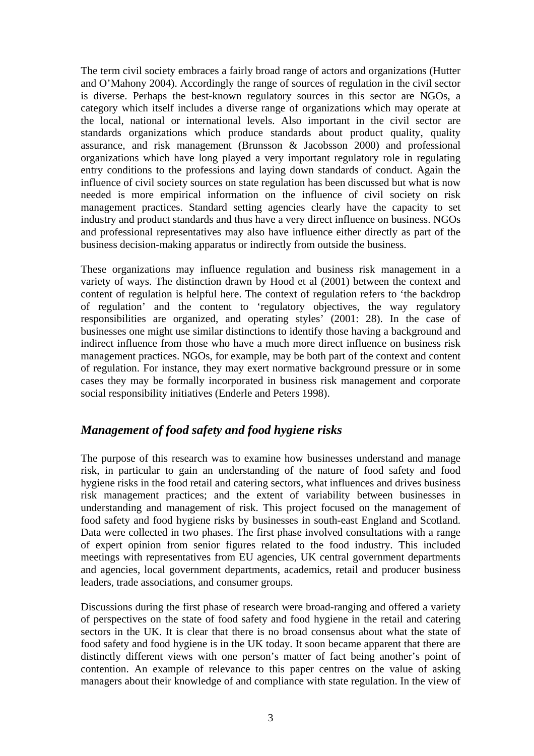The term civil society embraces a fairly broad range of actors and organizations (Hutter and O'Mahony 2004). Accordingly the range of sources of regulation in the civil sector is diverse. Perhaps the best-known regulatory sources in this sector are NGOs, a category which itself includes a diverse range of organizations which may operate at the local, national or international levels. Also important in the civil sector are standards organizations which produce standards about product quality, quality assurance, and risk management (Brunsson & Jacobsson 2000) and professional organizations which have long played a very important regulatory role in regulating entry conditions to the professions and laying down standards of conduct. Again the influence of civil society sources on state regulation has been discussed but what is now needed is more empirical information on the influence of civil society on risk management practices. Standard setting agencies clearly have the capacity to set industry and product standards and thus have a very direct influence on business. NGOs and professional representatives may also have influence either directly as part of the business decision-making apparatus or indirectly from outside the business.

These organizations may influence regulation and business risk management in a variety of ways. The distinction drawn by Hood et al (2001) between the context and content of regulation is helpful here. The context of regulation refers to 'the backdrop of regulation' and the content to 'regulatory objectives, the way regulatory responsibilities are organized, and operating styles' (2001: 28). In the case of businesses one might use similar distinctions to identify those having a background and indirect influence from those who have a much more direct influence on business risk management practices. NGOs, for example, may be both part of the context and content of regulation. For instance, they may exert normative background pressure or in some cases they may be formally incorporated in business risk management and corporate social responsibility initiatives (Enderle and Peters 1998).

## *Management of food safety and food hygiene risks*

The purpose of this research was to examine how businesses understand and manage risk, in particular to gain an understanding of the nature of food safety and food hygiene risks in the food retail and catering sectors, what influences and drives business risk management practices; and the extent of variability between businesses in understanding and management of risk. This project focused on the management of food safety and food hygiene risks by businesses in south-east England and Scotland. Data were collected in two phases. The first phase involved consultations with a range of expert opinion from senior figures related to the food industry. This included meetings with representatives from EU agencies, UK central government departments and agencies, local government departments, academics, retail and producer business leaders, trade associations, and consumer groups.

Discussions during the first phase of research were broad-ranging and offered a variety of perspectives on the state of food safety and food hygiene in the retail and catering sectors in the UK. It is clear that there is no broad consensus about what the state of food safety and food hygiene is in the UK today. It soon became apparent that there are distinctly different views with one person's matter of fact being another's point of contention. An example of relevance to this paper centres on the value of asking managers about their knowledge of and compliance with state regulation. In the view of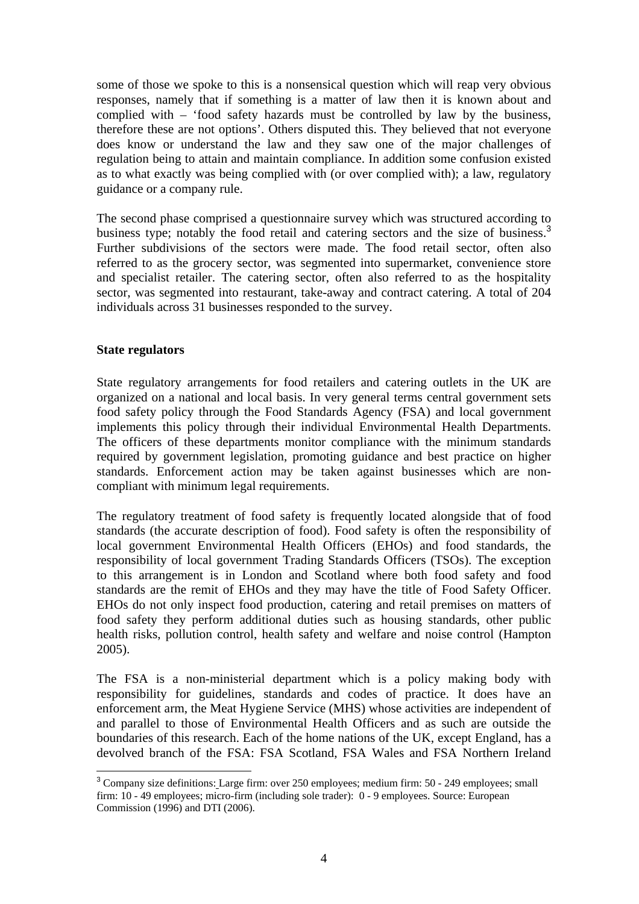some of those we spoke to this is a nonsensical question which will reap very obvious responses, namely that if something is a matter of law then it is known about and complied with – 'food safety hazards must be controlled by law by the business, therefore these are not options'. Others disputed this. They believed that not everyone does know or understand the law and they saw one of the major challenges of regulation being to attain and maintain compliance. In addition some confusion existed as to what exactly was being complied with (or over complied with); a law, regulatory guidance or a company rule.

The second phase comprised a questionnaire survey which was structured according to business type; notably the food retail and catering sectors and the size of business.[3] Further subdivisions of the sectors were made. The food retail sector, often also referred to as the grocery sector, was segmented into supermarket, convenience store and specialist retailer. The catering sector, often also referred to as the hospitality sector, was segmented into restaurant, take-away and contract catering. A total of 204 individuals across 31 businesses responded to the survey.

**State regulators**

State regulatory arrangements for food retailers and catering outlets in the UK are organized on a national and local basis. In very general terms central government sets food safety policy through the Food Standards Agency (FSA) and local government implements this policy through their individual Environmental Health Departments. The officers of these departments monitor compliance with the minimum standards required by government legislation, promoting guidance and best practice on higher standards. Enforcement action may be taken against businesses which are non-compliant with minimum legal requirements.

The regulatory treatment of food safety is frequently located alongside that of food standards (the accurate description of food). Food safety is often the responsibility of local government Environmental Health Officers (EHOs) and food standards, the responsibility of local government Trading Standards Officers (TSOs). The exception to this arrangement is in London and Scotland where both food safety and food standards are the remit of EHOs and they may have the title of Food Safety Officer. EHOs do not only inspect food production, catering and retail premises on matters of food safety they perform additional duties such as housing standards, other public health risks, pollution control, health safety and welfare and noise control (Hampton 2005).

The FSA is a non-ministerial department which is a policy making body with responsibility for guidelines, standards and codes of practice. It does have an enforcement arm, the Meat Hygiene Service (MHS) whose activities are independent of and parallel to those of Environmental Health Officers and as such are outside the boundaries of this research. Each of the home nations of the UK, except England, has a devolved branch of the FSA: FSA Scotland, FSA Wales and FSA Northern Ireland

[3] Company size definitions: Large firm: over 250 employees; medium firm: 50 - 249 employees; small firm: 10 - 49 employees; micro-firm (including sole trader): 0 - 9 employees. Source: European Commission (1996) and DTI (2006).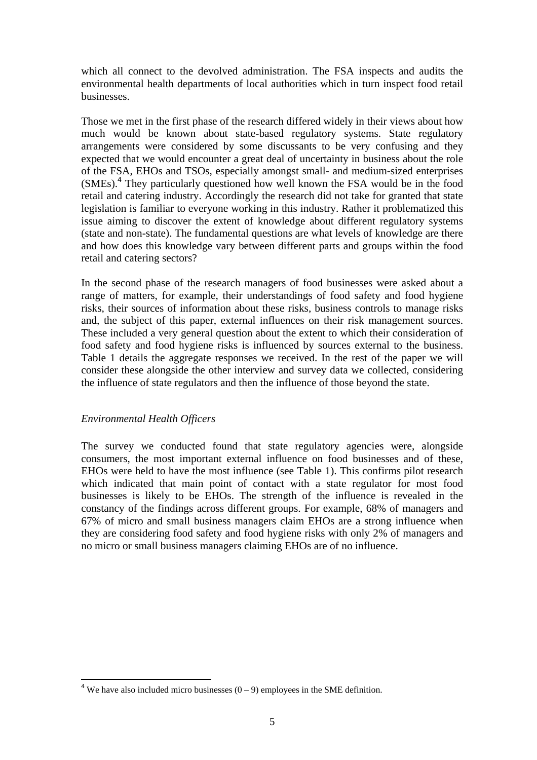which all connect to the devolved administration. The FSA inspects and audits the environmental health departments of local authorities which in turn inspect food retail businesses.

Those we met in the first phase of the research differed widely in their views about how much would be known about state-based regulatory systems. State regulatory arrangements were considered by some discussants to be very confusing and they expected that we would encounter a great deal of uncertainty in business about the role of the FSA, EHOs and TSOs, especially amongst small- and medium-sized enterprises (SMEs).[4] They particularly questioned how well known the FSA would be in the food retail and catering industry. Accordingly the research did not take for granted that state legislation is familiar to everyone working in this industry. Rather it problematized this issue aiming to discover the extent of knowledge about different regulatory systems (state and non-state). The fundamental questions are what levels of knowledge are there and how does this knowledge vary between different parts and groups within the food retail and catering sectors?

In the second phase of the research managers of food businesses were asked about a range of matters, for example, their understandings of food safety and food hygiene risks, their sources of information about these risks, business controls to manage risks and, the subject of this paper, external influences on their risk management sources. These included a very general question about the extent to which their consideration of food safety and food hygiene risks is influenced by sources external to the business. Table 1 details the aggregate responses we received. In the rest of the paper we will consider these alongside the other interview and survey data we collected, considering the influence of state regulators and then the influence of those beyond the state.

### *Environmental Health Officers*

The survey we conducted found that state regulatory agencies were, alongside consumers, the most important external influence on food businesses and of these, EHOs were held to have the most influence (see Table 1). This confirms pilot research which indicated that main point of contact with a state regulator for most food businesses is likely to be EHOs. The strength of the influence is revealed in the constancy of the findings across different groups. For example, 68% of managers and 67% of micro and small business managers claim EHOs are a strong influence when they are considering food safety and food hygiene risks with only 2% of managers and no micro or small business managers claiming EHOs are of no influence.

[4] We have also included micro businesses (0 – 9) employees in the SME definition.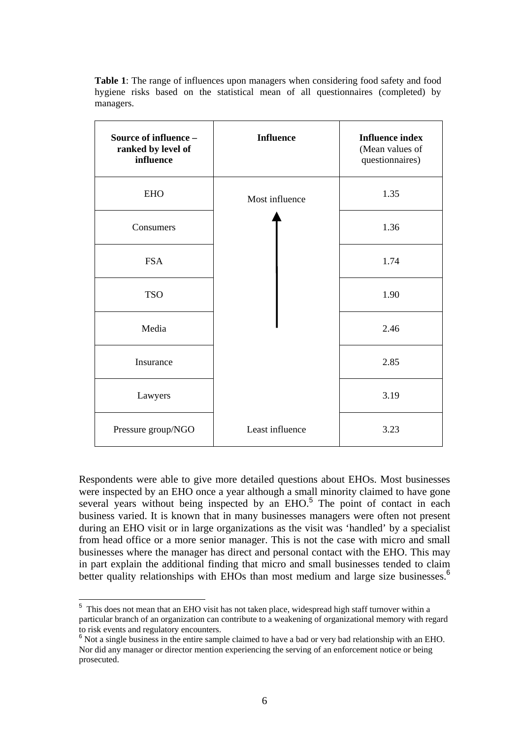**Table 1**: The range of influences upon managers when considering food safety and food hygiene risks based on the statistical mean of all questionnaires (completed) by managers.

| **Source of influence – ranked by level of influence** | **Influence** | **Influence index** (Mean values of questionnaires) |
|---|---|---|
| EHO | Most influence | 1.35 |
| Consumers | ↑ | 1.36 |
| FSA | | 1.74 |
| TSO | | 1.90 |
| Media | | 2.46 |
| Insurance | | 2.85 |
| Lawyers | | 3.19 |
| Pressure group/NGO | Least influence | 3.23 |

Respondents were able to give more detailed questions about EHOs. Most businesses were inspected by an EHO once a year although a small minority claimed to have gone several years without being inspected by an EHO.[5] The point of contact in each business varied. It is known that in many businesses managers were often not present during an EHO visit or in large organizations as the visit was 'handled' by a specialist from head office or a more senior manager. This is not the case with micro and small businesses where the manager has direct and personal contact with the EHO. This may in part explain the additional finding that micro and small businesses tended to claim better quality relationships with EHOs than most medium and large size businesses.[6]

[5] This does not mean that an EHO visit has not taken place, widespread high staff turnover within a particular branch of an organization can contribute to a weakening of organizational memory with regard to risk events and regulatory encounters.

[6] Not a single business in the entire sample claimed to have a bad or very bad relationship with an EHO. Nor did any manager or director mention experiencing the serving of an enforcement notice or being prosecuted.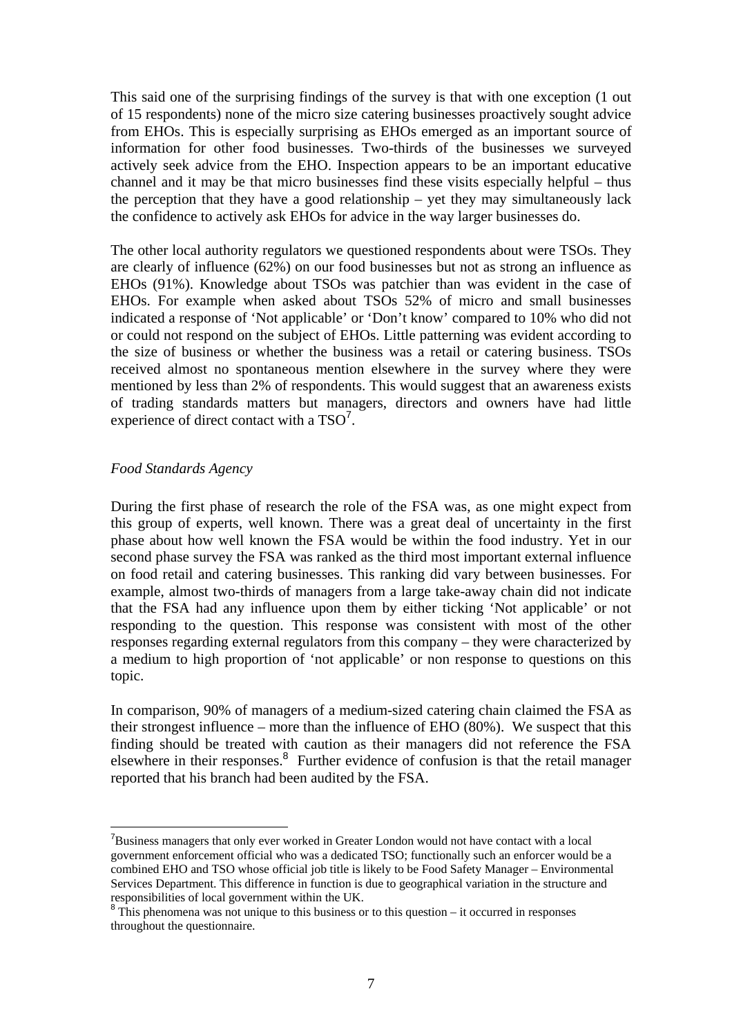This said one of the surprising findings of the survey is that with one exception (1 out of 15 respondents) none of the micro size catering businesses proactively sought advice from EHOs. This is especially surprising as EHOs emerged as an important source of information for other food businesses. Two-thirds of the businesses we surveyed actively seek advice from the EHO. Inspection appears to be an important educative channel and it may be that micro businesses find these visits especially helpful – thus the perception that they have a good relationship – yet they may simultaneously lack the confidence to actively ask EHOs for advice in the way larger businesses do.

The other local authority regulators we questioned respondents about were TSOs. They are clearly of influence (62%) on our food businesses but not as strong an influence as EHOs (91%). Knowledge about TSOs was patchier than was evident in the case of EHOs. For example when asked about TSOs 52% of micro and small businesses indicated a response of 'Not applicable' or 'Don't know' compared to 10% who did not or could not respond on the subject of EHOs. Little patterning was evident according to the size of business or whether the business was a retail or catering business. TSOs received almost no spontaneous mention elsewhere in the survey where they were mentioned by less than 2% of respondents. This would suggest that an awareness exists of trading standards matters but managers, directors and owners have had little experience of direct contact with a TSO[7].

*Food Standards Agency*

During the first phase of research the role of the FSA was, as one might expect from this group of experts, well known. There was a great deal of uncertainty in the first phase about how well known the FSA would be within the food industry. Yet in our second phase survey the FSA was ranked as the third most important external influence on food retail and catering businesses. This ranking did vary between businesses. For example, almost two-thirds of managers from a large take-away chain did not indicate that the FSA had any influence upon them by either ticking 'Not applicable' or not responding to the question. This response was consistent with most of the other responses regarding external regulators from this company – they were characterized by a medium to high proportion of 'not applicable' or non response to questions on this topic.

In comparison, 90% of managers of a medium-sized catering chain claimed the FSA as their strongest influence – more than the influence of EHO (80%). We suspect that this finding should be treated with caution as their managers did not reference the FSA elsewhere in their responses.[8] Further evidence of confusion is that the retail manager reported that his branch had been audited by the FSA.

---

[7] Business managers that only ever worked in Greater London would not have contact with a local government enforcement official who was a dedicated TSO; functionally such an enforcer would be a combined EHO and TSO whose official job title is likely to be Food Safety Manager – Environmental Services Department. This difference in function is due to geographical variation in the structure and responsibilities of local government within the UK.

[8] This phenomena was not unique to this business or to this question – it occurred in responses throughout the questionnaire.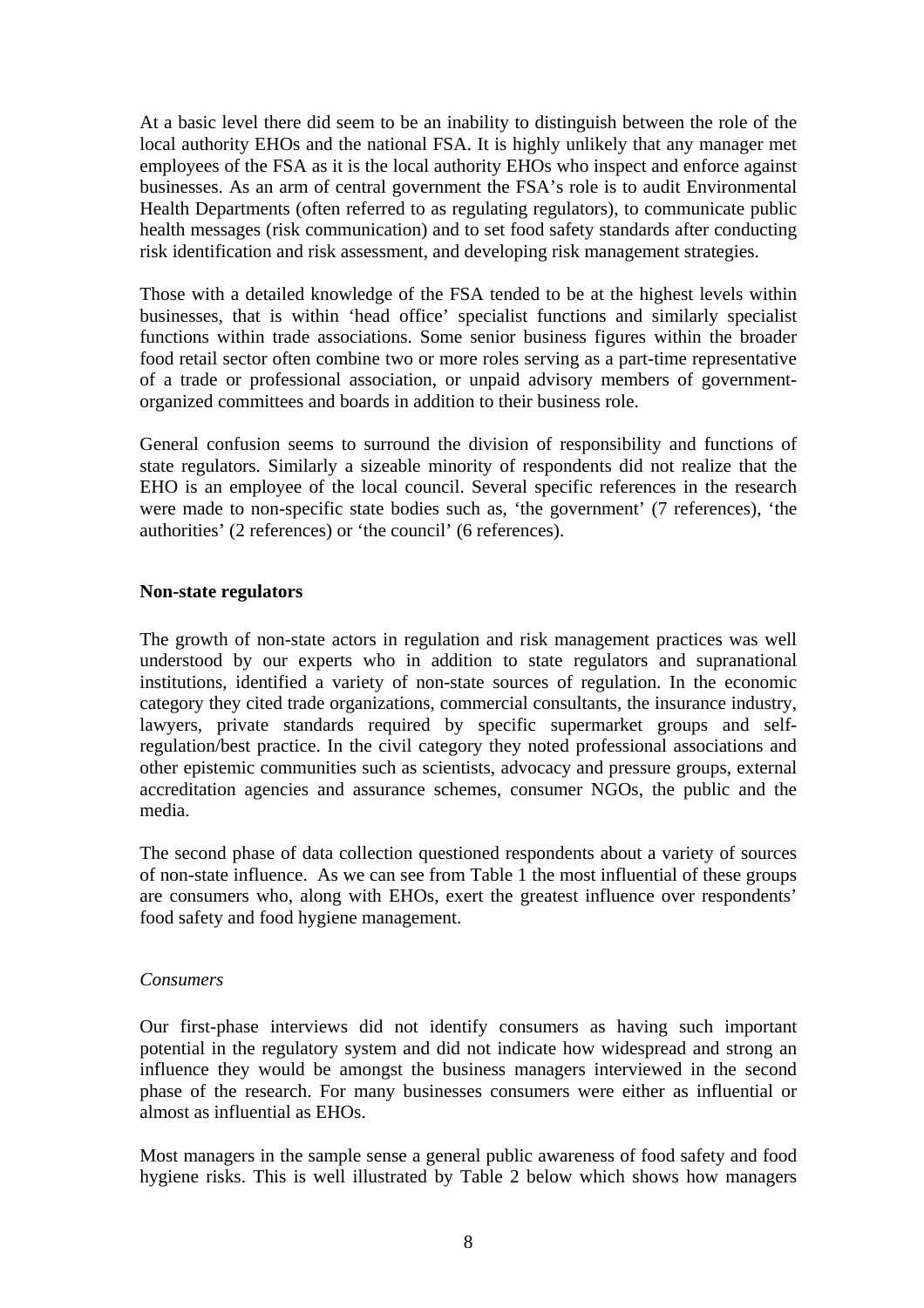At a basic level there did seem to be an inability to distinguish between the role of the local authority EHOs and the national FSA. It is highly unlikely that any manager met employees of the FSA as it is the local authority EHOs who inspect and enforce against businesses. As an arm of central government the FSA's role is to audit Environmental Health Departments (often referred to as regulating regulators), to communicate public health messages (risk communication) and to set food safety standards after conducting risk identification and risk assessment, and developing risk management strategies.

Those with a detailed knowledge of the FSA tended to be at the highest levels within businesses, that is within 'head office' specialist functions and similarly specialist functions within trade associations. Some senior business figures within the broader food retail sector often combine two or more roles serving as a part-time representative of a trade or professional association, or unpaid advisory members of government-organized committees and boards in addition to their business role.

General confusion seems to surround the division of responsibility and functions of state regulators. Similarly a sizeable minority of respondents did not realize that the EHO is an employee of the local council. Several specific references in the research were made to non-specific state bodies such as, 'the government' (7 references), 'the authorities' (2 references) or 'the council' (6 references).

**Non-state regulators**

The growth of non-state actors in regulation and risk management practices was well understood by our experts who in addition to state regulators and supranational institutions, identified a variety of non-state sources of regulation. In the economic category they cited trade organizations, commercial consultants, the insurance industry, lawyers, private standards required by specific supermarket groups and self-regulation/best practice. In the civil category they noted professional associations and other epistemic communities such as scientists, advocacy and pressure groups, external accreditation agencies and assurance schemes, consumer NGOs, the public and the media.

The second phase of data collection questioned respondents about a variety of sources of non-state influence. As we can see from Table 1 the most influential of these groups are consumers who, along with EHOs, exert the greatest influence over respondents' food safety and food hygiene management.

*Consumers*

Our first-phase interviews did not identify consumers as having such important potential in the regulatory system and did not indicate how widespread and strong an influence they would be amongst the business managers interviewed in the second phase of the research. For many businesses consumers were either as influential or almost as influential as EHOs.

Most managers in the sample sense a general public awareness of food safety and food hygiene risks. This is well illustrated by Table 2 below which shows how managers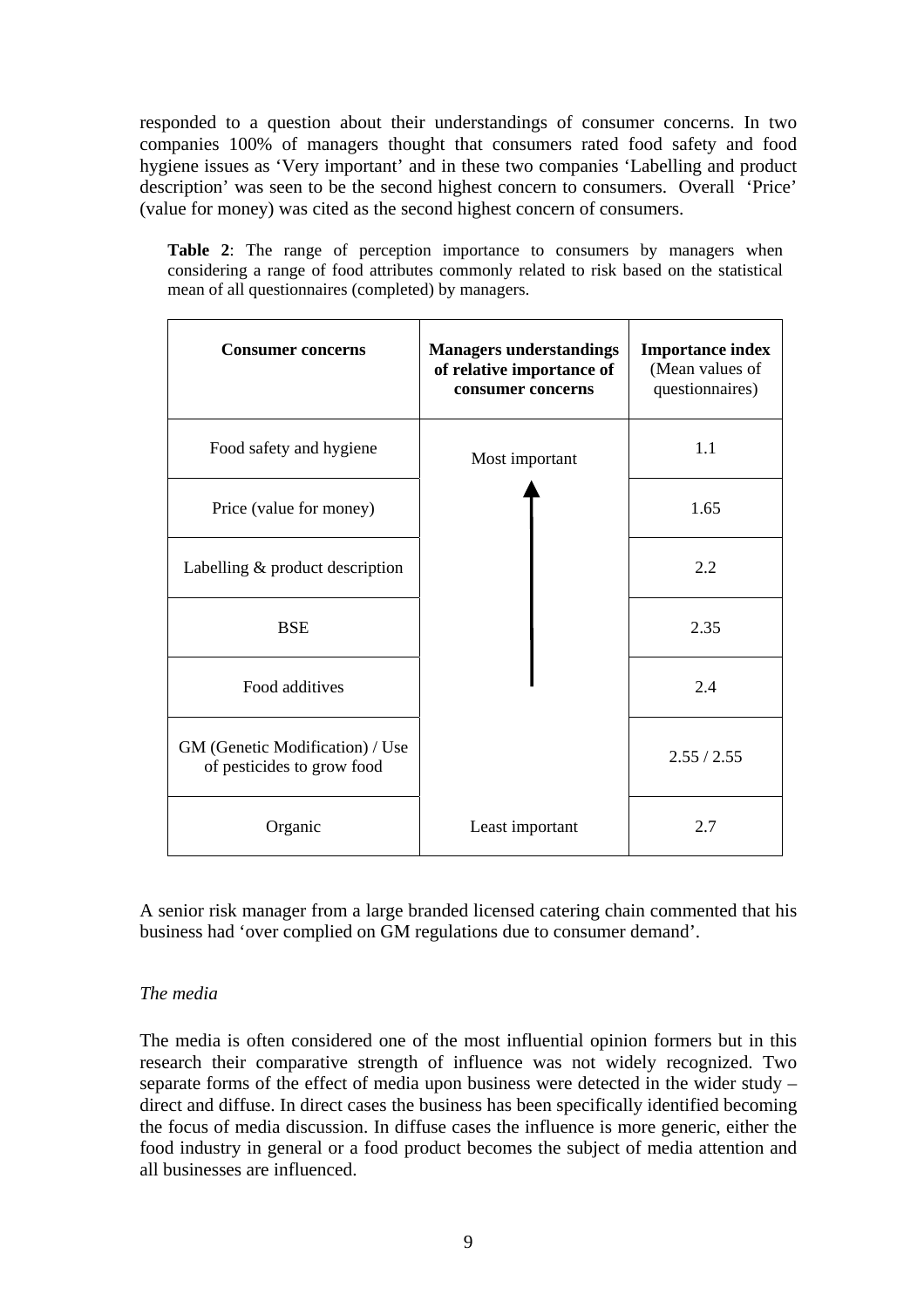responded to a question about their understandings of consumer concerns. In two companies 100% of managers thought that consumers rated food safety and food hygiene issues as 'Very important' and in these two companies 'Labelling and product description' was seen to be the second highest concern to consumers. Overall 'Price' (value for money) was cited as the second highest concern of consumers.

**Table 2**: The range of perception importance to consumers by managers when considering a range of food attributes commonly related to risk based on the statistical mean of all questionnaires (completed) by managers.

| **Consumer concerns** | **Managers understandings of relative importance of consumer concerns** | **Importance index** (Mean values of questionnaires) |
|---|---|---|
| Food safety and hygiene | Most important | 1.1 |
| Price (value for money) | ↑ | 1.65 |
| Labelling & product description | | 2.2 |
| BSE | | 2.35 |
| Food additives | | 2.4 |
| GM (Genetic Modification) / Use of pesticides to grow food | | 2.55 / 2.55 |
| Organic | Least important | 2.7 |

A senior risk manager from a large branded licensed catering chain commented that his business had 'over complied on GM regulations due to consumer demand'.

*The media*

The media is often considered one of the most influential opinion formers but in this research their comparative strength of influence was not widely recognized. Two separate forms of the effect of media upon business were detected in the wider study – direct and diffuse. In direct cases the business has been specifically identified becoming the focus of media discussion. In diffuse cases the influence is more generic, either the food industry in general or a food product becomes the subject of media attention and all businesses are influenced.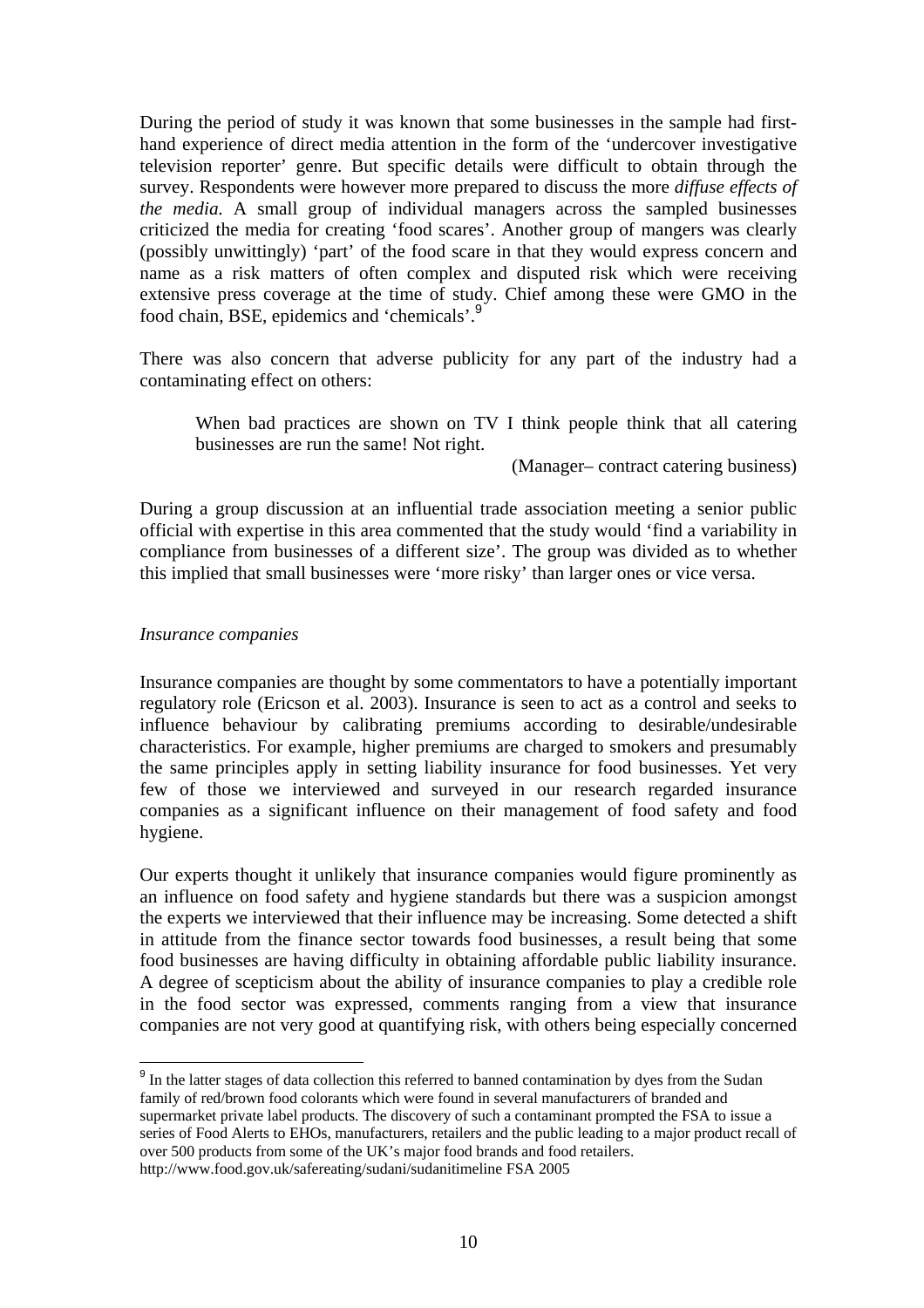During the period of study it was known that some businesses in the sample had first-hand experience of direct media attention in the form of the 'undercover investigative television reporter' genre. But specific details were difficult to obtain through the survey. Respondents were however more prepared to discuss the more *diffuse effects of the media.* A small group of individual managers across the sampled businesses criticized the media for creating 'food scares'. Another group of mangers was clearly (possibly unwittingly) 'part' of the food scare in that they would express concern and name as a risk matters of often complex and disputed risk which were receiving extensive press coverage at the time of study. Chief among these were GMO in the food chain, BSE, epidemics and 'chemicals'.[9]

There was also concern that adverse publicity for any part of the industry had a contaminating effect on others:

> When bad practices are shown on TV I think people think that all catering businesses are run the same! Not right.
>
> (Manager– contract catering business)

During a group discussion at an influential trade association meeting a senior public official with expertise in this area commented that the study would 'find a variability in compliance from businesses of a different size'. The group was divided as to whether this implied that small businesses were 'more risky' than larger ones or vice versa.

*Insurance companies*

Insurance companies are thought by some commentators to have a potentially important regulatory role (Ericson et al. 2003). Insurance is seen to act as a control and seeks to influence behaviour by calibrating premiums according to desirable/undesirable characteristics. For example, higher premiums are charged to smokers and presumably the same principles apply in setting liability insurance for food businesses. Yet very few of those we interviewed and surveyed in our research regarded insurance companies as a significant influence on their management of food safety and food hygiene.

Our experts thought it unlikely that insurance companies would figure prominently as an influence on food safety and hygiene standards but there was a suspicion amongst the experts we interviewed that their influence may be increasing. Some detected a shift in attitude from the finance sector towards food businesses, a result being that some food businesses are having difficulty in obtaining affordable public liability insurance. A degree of scepticism about the ability of insurance companies to play a credible role in the food sector was expressed, comments ranging from a view that insurance companies are not very good at quantifying risk, with others being especially concerned

[9] In the latter stages of data collection this referred to banned contamination by dyes from the Sudan family of red/brown food colorants which were found in several manufacturers of branded and supermarket private label products. The discovery of such a contaminant prompted the FSA to issue a series of Food Alerts to EHOs, manufacturers, retailers and the public leading to a major product recall of over 500 products from some of the UK's major food brands and food retailers. http://www.food.gov.uk/safereating/sudani/sudanitimeline FSA 2005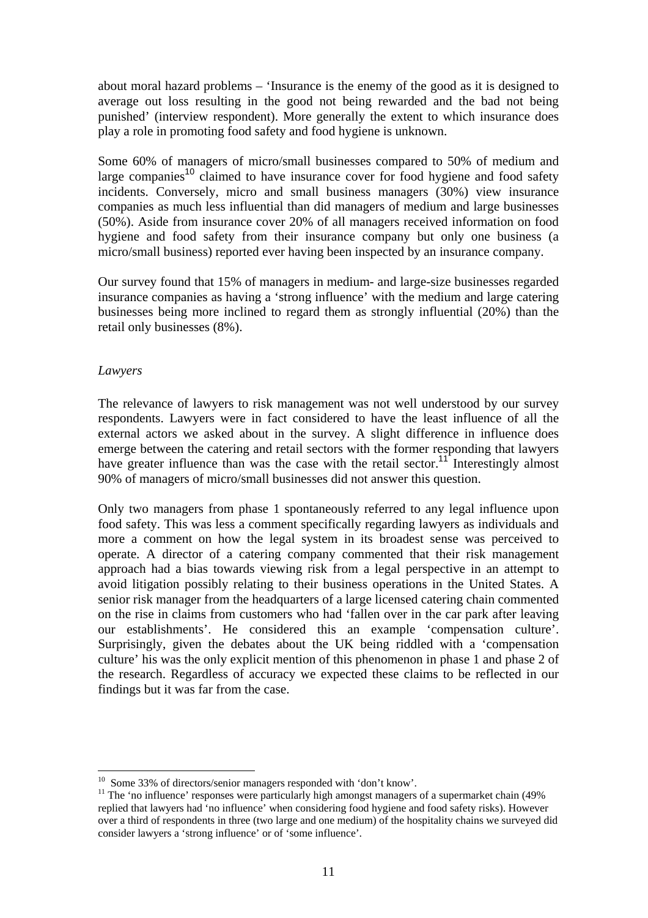about moral hazard problems – 'Insurance is the enemy of the good as it is designed to average out loss resulting in the good not being rewarded and the bad not being punished' (interview respondent). More generally the extent to which insurance does play a role in promoting food safety and food hygiene is unknown.

Some 60% of managers of micro/small businesses compared to 50% of medium and large companies[10] claimed to have insurance cover for food hygiene and food safety incidents. Conversely, micro and small business managers (30%) view insurance companies as much less influential than did managers of medium and large businesses (50%). Aside from insurance cover 20% of all managers received information on food hygiene and food safety from their insurance company but only one business (a micro/small business) reported ever having been inspected by an insurance company.

Our survey found that 15% of managers in medium- and large-size businesses regarded insurance companies as having a 'strong influence' with the medium and large catering businesses being more inclined to regard them as strongly influential (20%) than the retail only businesses (8%).

*Lawyers*

The relevance of lawyers to risk management was not well understood by our survey respondents. Lawyers were in fact considered to have the least influence of all the external actors we asked about in the survey. A slight difference in influence does emerge between the catering and retail sectors with the former responding that lawyers have greater influence than was the case with the retail sector.[11] Interestingly almost 90% of managers of micro/small businesses did not answer this question.

Only two managers from phase 1 spontaneously referred to any legal influence upon food safety. This was less a comment specifically regarding lawyers as individuals and more a comment on how the legal system in its broadest sense was perceived to operate. A director of a catering company commented that their risk management approach had a bias towards viewing risk from a legal perspective in an attempt to avoid litigation possibly relating to their business operations in the United States. A senior risk manager from the headquarters of a large licensed catering chain commented on the rise in claims from customers who had 'fallen over in the car park after leaving our establishments'. He considered this an example 'compensation culture'. Surprisingly, given the debates about the UK being riddled with a 'compensation culture' his was the only explicit mention of this phenomenon in phase 1 and phase 2 of the research. Regardless of accuracy we expected these claims to be reflected in our findings but it was far from the case.

---

[10] Some 33% of directors/senior managers responded with 'don't know'.

[11] The 'no influence' responses were particularly high amongst managers of a supermarket chain (49% replied that lawyers had 'no influence' when considering food hygiene and food safety risks). However over a third of respondents in three (two large and one medium) of the hospitality chains we surveyed did consider lawyers a 'strong influence' or of 'some influence'.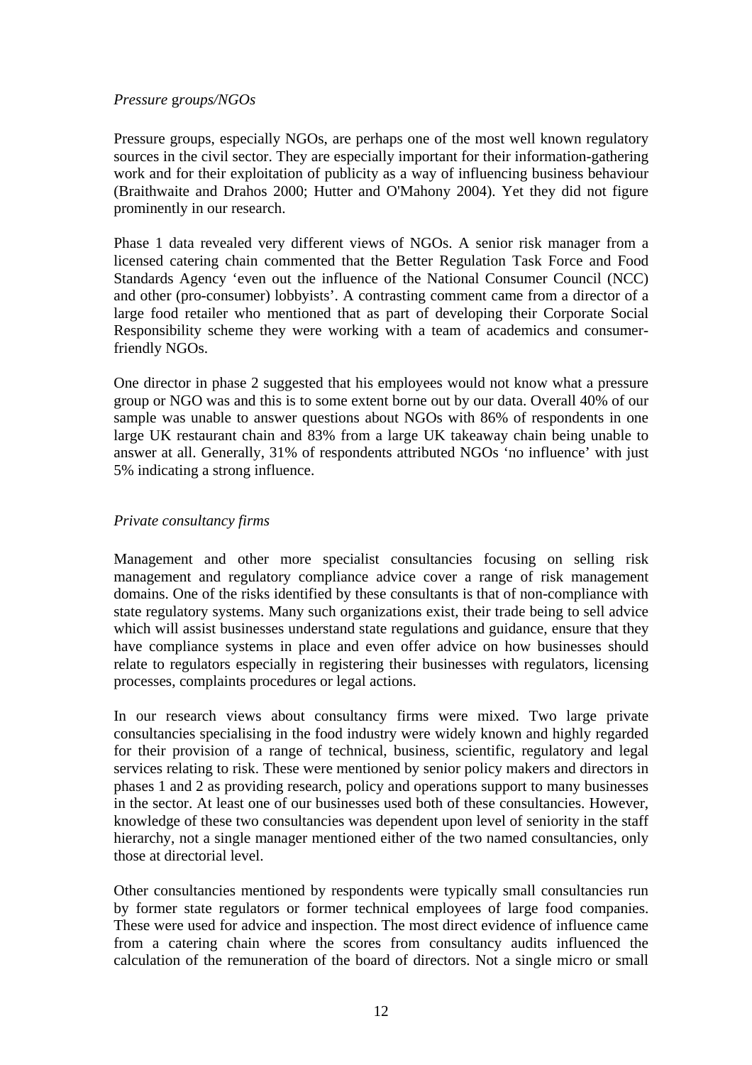*Pressure groups/NGOs*

Pressure groups, especially NGOs, are perhaps one of the most well known regulatory sources in the civil sector. They are especially important for their information-gathering work and for their exploitation of publicity as a way of influencing business behaviour (Braithwaite and Drahos 2000; Hutter and O'Mahony 2004). Yet they did not figure prominently in our research.

Phase 1 data revealed very different views of NGOs. A senior risk manager from a licensed catering chain commented that the Better Regulation Task Force and Food Standards Agency 'even out the influence of the National Consumer Council (NCC) and other (pro-consumer) lobbyists'. A contrasting comment came from a director of a large food retailer who mentioned that as part of developing their Corporate Social Responsibility scheme they were working with a team of academics and consumer-friendly NGOs.

One director in phase 2 suggested that his employees would not know what a pressure group or NGO was and this is to some extent borne out by our data. Overall 40% of our sample was unable to answer questions about NGOs with 86% of respondents in one large UK restaurant chain and 83% from a large UK takeaway chain being unable to answer at all. Generally, 31% of respondents attributed NGOs 'no influence' with just 5% indicating a strong influence.

*Private consultancy firms*

Management and other more specialist consultancies focusing on selling risk management and regulatory compliance advice cover a range of risk management domains. One of the risks identified by these consultants is that of non-compliance with state regulatory systems. Many such organizations exist, their trade being to sell advice which will assist businesses understand state regulations and guidance, ensure that they have compliance systems in place and even offer advice on how businesses should relate to regulators especially in registering their businesses with regulators, licensing processes, complaints procedures or legal actions.

In our research views about consultancy firms were mixed. Two large private consultancies specialising in the food industry were widely known and highly regarded for their provision of a range of technical, business, scientific, regulatory and legal services relating to risk. These were mentioned by senior policy makers and directors in phases 1 and 2 as providing research, policy and operations support to many businesses in the sector. At least one of our businesses used both of these consultancies. However, knowledge of these two consultancies was dependent upon level of seniority in the staff hierarchy, not a single manager mentioned either of the two named consultancies, only those at directorial level.

Other consultancies mentioned by respondents were typically small consultancies run by former state regulators or former technical employees of large food companies. These were used for advice and inspection. The most direct evidence of influence came from a catering chain where the scores from consultancy audits influenced the calculation of the remuneration of the board of directors. Not a single micro or small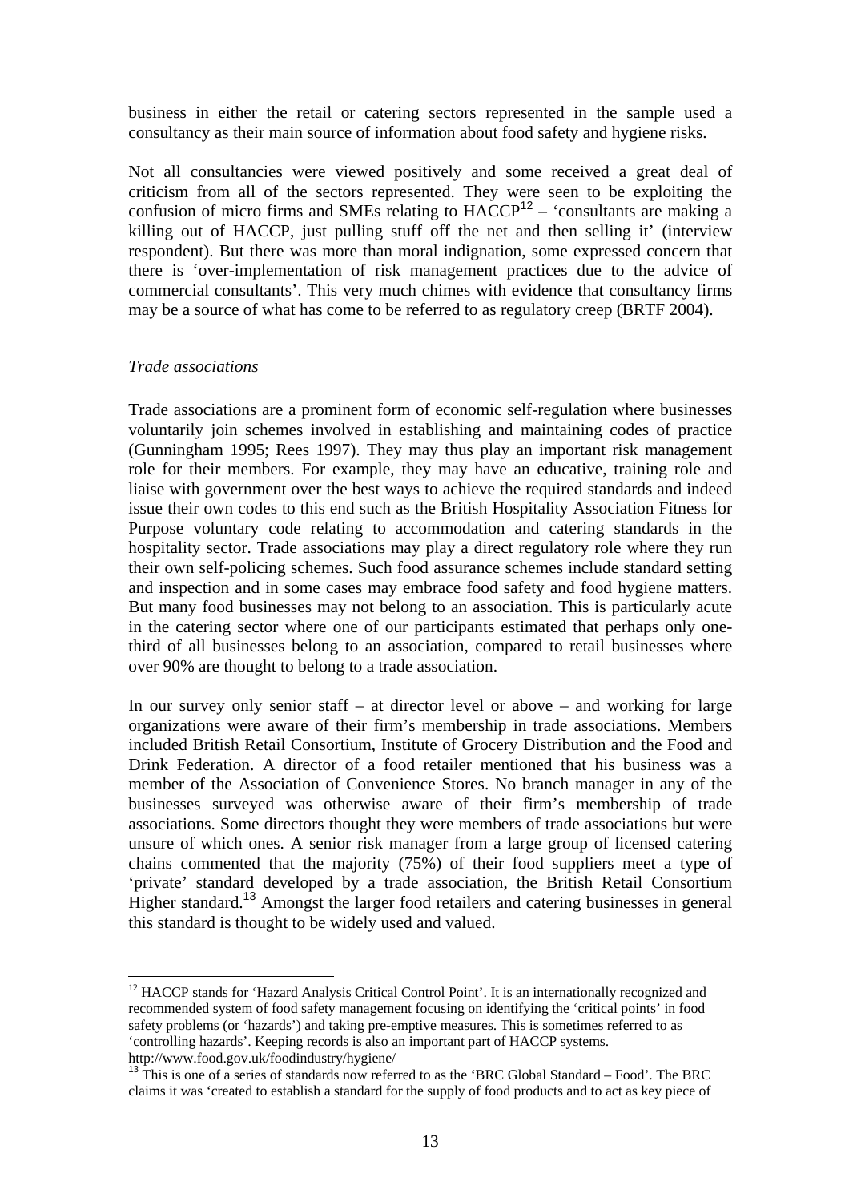business in either the retail or catering sectors represented in the sample used a consultancy as their main source of information about food safety and hygiene risks.

Not all consultancies were viewed positively and some received a great deal of criticism from all of the sectors represented. They were seen to be exploiting the confusion of micro firms and SMEs relating to HACCP[12] – 'consultants are making a killing out of HACCP, just pulling stuff off the net and then selling it' (interview respondent). But there was more than moral indignation, some expressed concern that there is 'over-implementation of risk management practices due to the advice of commercial consultants'. This very much chimes with evidence that consultancy firms may be a source of what has come to be referred to as regulatory creep (BRTF 2004).

*Trade associations*

Trade associations are a prominent form of economic self-regulation where businesses voluntarily join schemes involved in establishing and maintaining codes of practice (Gunningham 1995; Rees 1997). They may thus play an important risk management role for their members. For example, they may have an educative, training role and liaise with government over the best ways to achieve the required standards and indeed issue their own codes to this end such as the British Hospitality Association Fitness for Purpose voluntary code relating to accommodation and catering standards in the hospitality sector. Trade associations may play a direct regulatory role where they run their own self-policing schemes. Such food assurance schemes include standard setting and inspection and in some cases may embrace food safety and food hygiene matters. But many food businesses may not belong to an association. This is particularly acute in the catering sector where one of our participants estimated that perhaps only one-third of all businesses belong to an association, compared to retail businesses where over 90% are thought to belong to a trade association.

In our survey only senior staff – at director level or above – and working for large organizations were aware of their firm's membership in trade associations. Members included British Retail Consortium, Institute of Grocery Distribution and the Food and Drink Federation. A director of a food retailer mentioned that his business was a member of the Association of Convenience Stores. No branch manager in any of the businesses surveyed was otherwise aware of their firm's membership of trade associations. Some directors thought they were members of trade associations but were unsure of which ones. A senior risk manager from a large group of licensed catering chains commented that the majority (75%) of their food suppliers meet a type of 'private' standard developed by a trade association, the British Retail Consortium Higher standard.[13] Amongst the larger food retailers and catering businesses in general this standard is thought to be widely used and valued.

---

[12] HACCP stands for 'Hazard Analysis Critical Control Point'. It is an internationally recognized and recommended system of food safety management focusing on identifying the 'critical points' in food safety problems (or 'hazards') and taking pre-emptive measures. This is sometimes referred to as 'controlling hazards'. Keeping records is also an important part of HACCP systems. http://www.food.gov.uk/foodindustry/hygiene/

[13] This is one of a series of standards now referred to as the 'BRC Global Standard – Food'. The BRC claims it was 'created to establish a standard for the supply of food products and to act as key piece of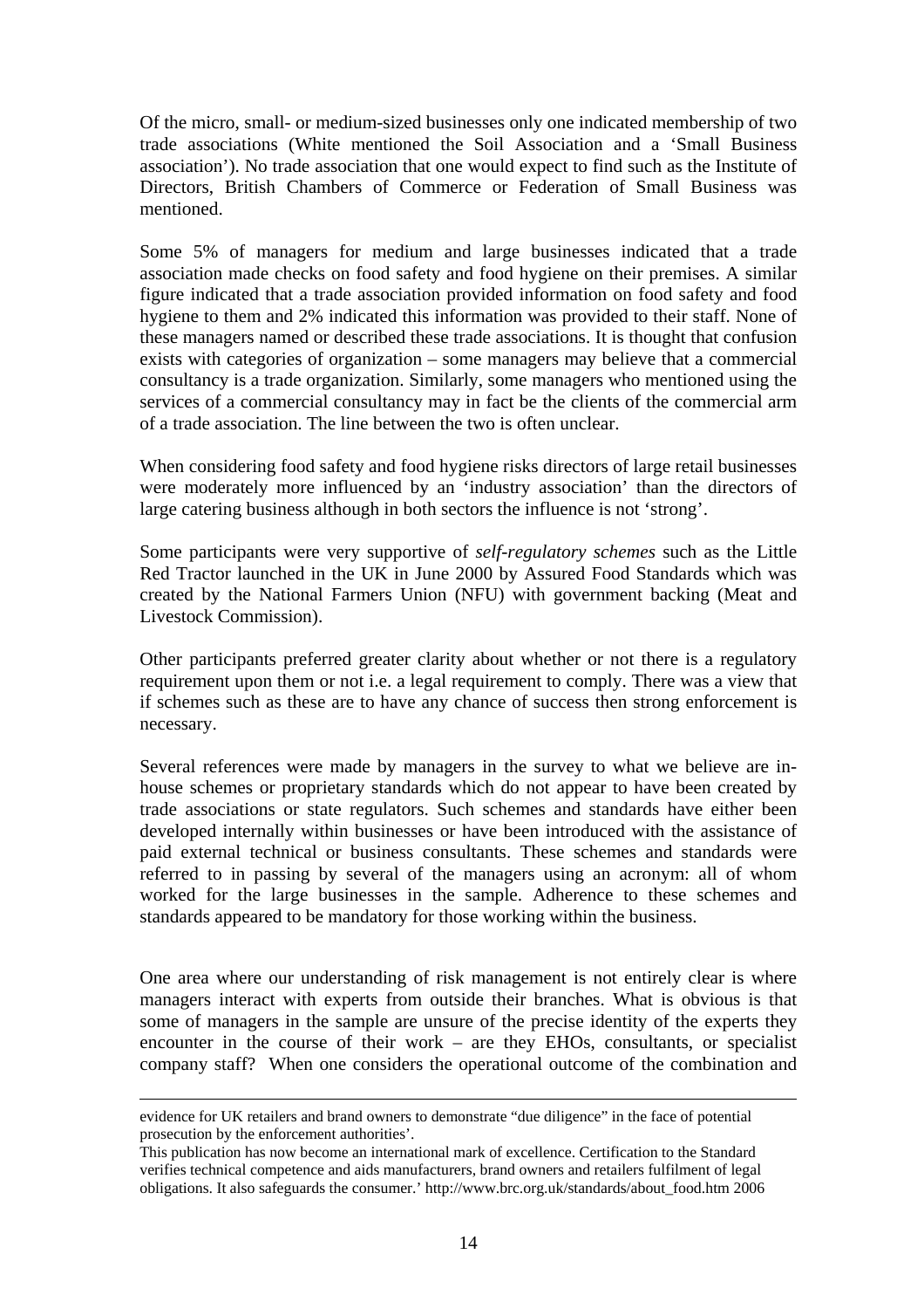Of the micro, small- or medium-sized businesses only one indicated membership of two trade associations (White mentioned the Soil Association and a 'Small Business association'). No trade association that one would expect to find such as the Institute of Directors, British Chambers of Commerce or Federation of Small Business was mentioned.

Some 5% of managers for medium and large businesses indicated that a trade association made checks on food safety and food hygiene on their premises. A similar figure indicated that a trade association provided information on food safety and food hygiene to them and 2% indicated this information was provided to their staff. None of these managers named or described these trade associations. It is thought that confusion exists with categories of organization – some managers may believe that a commercial consultancy is a trade organization. Similarly, some managers who mentioned using the services of a commercial consultancy may in fact be the clients of the commercial arm of a trade association. The line between the two is often unclear.

When considering food safety and food hygiene risks directors of large retail businesses were moderately more influenced by an 'industry association' than the directors of large catering business although in both sectors the influence is not 'strong'.

Some participants were very supportive of *self-regulatory schemes* such as the Little Red Tractor launched in the UK in June 2000 by Assured Food Standards which was created by the National Farmers Union (NFU) with government backing (Meat and Livestock Commission).

Other participants preferred greater clarity about whether or not there is a regulatory requirement upon them or not i.e. a legal requirement to comply. There was a view that if schemes such as these are to have any chance of success then strong enforcement is necessary.

Several references were made by managers in the survey to what we believe are in-house schemes or proprietary standards which do not appear to have been created by trade associations or state regulators. Such schemes and standards have either been developed internally within businesses or have been introduced with the assistance of paid external technical or business consultants. These schemes and standards were referred to in passing by several of the managers using an acronym: all of whom worked for the large businesses in the sample. Adherence to these schemes and standards appeared to be mandatory for those working within the business.

One area where our understanding of risk management is not entirely clear is where managers interact with experts from outside their branches. What is obvious is that some of managers in the sample are unsure of the precise identity of the experts they encounter in the course of their work – are they EHOs, consultants, or specialist company staff? When one considers the operational outcome of the combination and

---

evidence for UK retailers and brand owners to demonstrate "due diligence" in the face of potential prosecution by the enforcement authorities'.

This publication has now become an international mark of excellence. Certification to the Standard verifies technical competence and aids manufacturers, brand owners and retailers fulfilment of legal obligations. It also safeguards the consumer.' http://www.brc.org.uk/standards/about_food.htm 2006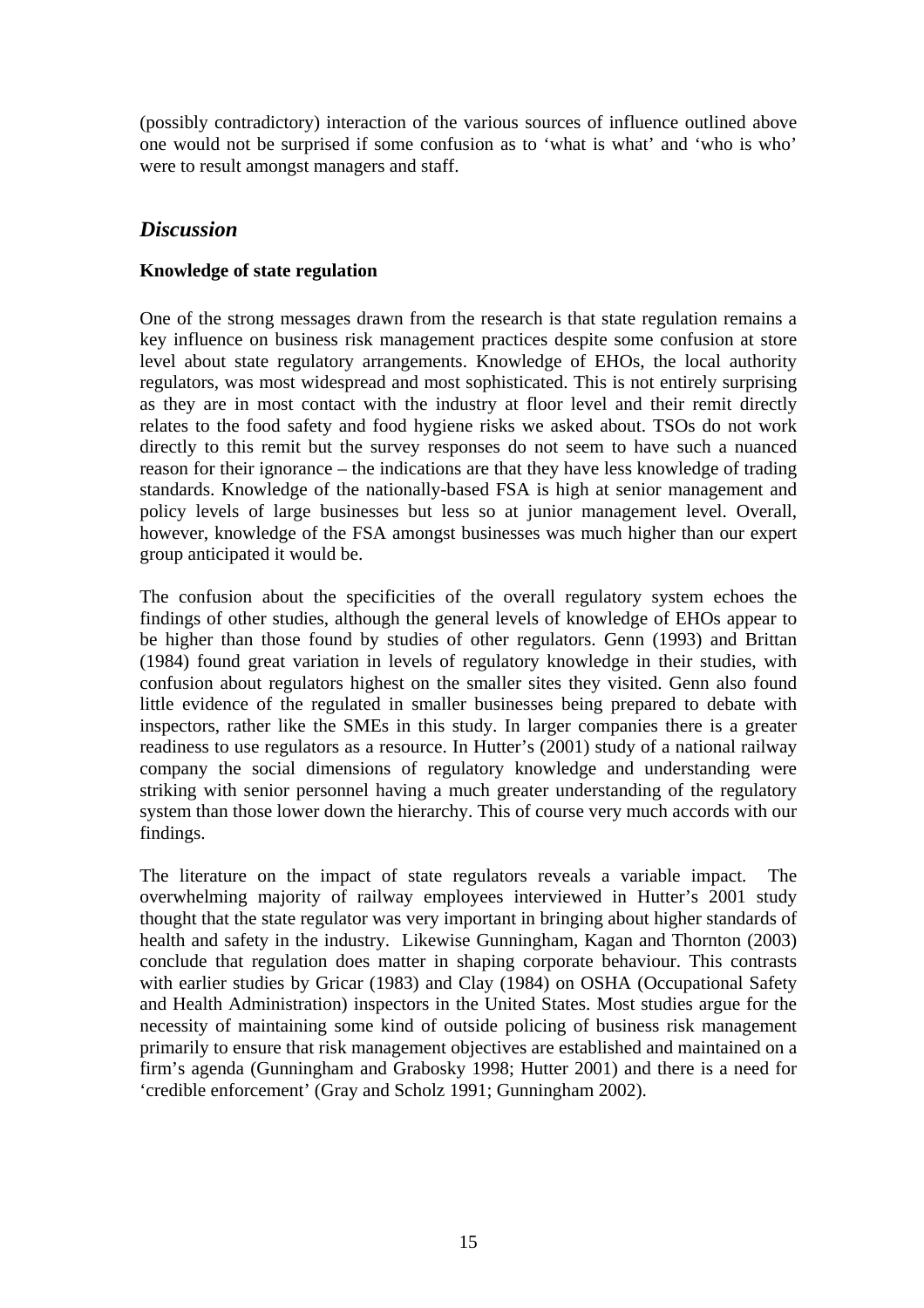(possibly contradictory) interaction of the various sources of influence outlined above one would not be surprised if some confusion as to 'what is what' and 'who is who' were to result amongst managers and staff.

## *Discussion*

**Knowledge of state regulation**

One of the strong messages drawn from the research is that state regulation remains a key influence on business risk management practices despite some confusion at store level about state regulatory arrangements. Knowledge of EHOs, the local authority regulators, was most widespread and most sophisticated. This is not entirely surprising as they are in most contact with the industry at floor level and their remit directly relates to the food safety and food hygiene risks we asked about. TSOs do not work directly to this remit but the survey responses do not seem to have such a nuanced reason for their ignorance – the indications are that they have less knowledge of trading standards. Knowledge of the nationally-based FSA is high at senior management and policy levels of large businesses but less so at junior management level. Overall, however, knowledge of the FSA amongst businesses was much higher than our expert group anticipated it would be.

The confusion about the specificities of the overall regulatory system echoes the findings of other studies, although the general levels of knowledge of EHOs appear to be higher than those found by studies of other regulators. Genn (1993) and Brittan (1984) found great variation in levels of regulatory knowledge in their studies, with confusion about regulators highest on the smaller sites they visited. Genn also found little evidence of the regulated in smaller businesses being prepared to debate with inspectors, rather like the SMEs in this study. In larger companies there is a greater readiness to use regulators as a resource. In Hutter's (2001) study of a national railway company the social dimensions of regulatory knowledge and understanding were striking with senior personnel having a much greater understanding of the regulatory system than those lower down the hierarchy. This of course very much accords with our findings.

The literature on the impact of state regulators reveals a variable impact. The overwhelming majority of railway employees interviewed in Hutter's 2001 study thought that the state regulator was very important in bringing about higher standards of health and safety in the industry. Likewise Gunningham, Kagan and Thornton (2003) conclude that regulation does matter in shaping corporate behaviour. This contrasts with earlier studies by Gricar (1983) and Clay (1984) on OSHA (Occupational Safety and Health Administration) inspectors in the United States. Most studies argue for the necessity of maintaining some kind of outside policing of business risk management primarily to ensure that risk management objectives are established and maintained on a firm's agenda (Gunningham and Grabosky 1998; Hutter 2001) and there is a need for 'credible enforcement' (Gray and Scholz 1991; Gunningham 2002).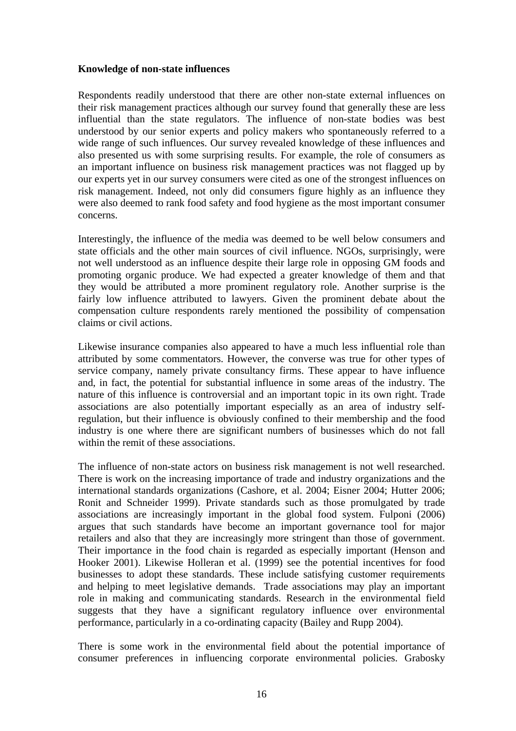**Knowledge of non-state influences**

Respondents readily understood that there are other non-state external influences on their risk management practices although our survey found that generally these are less influential than the state regulators. The influence of non-state bodies was best understood by our senior experts and policy makers who spontaneously referred to a wide range of such influences. Our survey revealed knowledge of these influences and also presented us with some surprising results. For example, the role of consumers as an important influence on business risk management practices was not flagged up by our experts yet in our survey consumers were cited as one of the strongest influences on risk management. Indeed, not only did consumers figure highly as an influence they were also deemed to rank food safety and food hygiene as the most important consumer concerns.

Interestingly, the influence of the media was deemed to be well below consumers and state officials and the other main sources of civil influence. NGOs, surprisingly, were not well understood as an influence despite their large role in opposing GM foods and promoting organic produce. We had expected a greater knowledge of them and that they would be attributed a more prominent regulatory role. Another surprise is the fairly low influence attributed to lawyers. Given the prominent debate about the compensation culture respondents rarely mentioned the possibility of compensation claims or civil actions.

Likewise insurance companies also appeared to have a much less influential role than attributed by some commentators. However, the converse was true for other types of service company, namely private consultancy firms. These appear to have influence and, in fact, the potential for substantial influence in some areas of the industry. The nature of this influence is controversial and an important topic in its own right. Trade associations are also potentially important especially as an area of industry self-regulation, but their influence is obviously confined to their membership and the food industry is one where there are significant numbers of businesses which do not fall within the remit of these associations.

The influence of non-state actors on business risk management is not well researched. There is work on the increasing importance of trade and industry organizations and the international standards organizations (Cashore, et al. 2004; Eisner 2004; Hutter 2006; Ronit and Schneider 1999). Private standards such as those promulgated by trade associations are increasingly important in the global food system. Fulponi (2006) argues that such standards have become an important governance tool for major retailers and also that they are increasingly more stringent than those of government. Their importance in the food chain is regarded as especially important (Henson and Hooker 2001). Likewise Holleran et al. (1999) see the potential incentives for food businesses to adopt these standards. These include satisfying customer requirements and helping to meet legislative demands. Trade associations may play an important role in making and communicating standards. Research in the environmental field suggests that they have a significant regulatory influence over environmental performance, particularly in a co-ordinating capacity (Bailey and Rupp 2004).

There is some work in the environmental field about the potential importance of consumer preferences in influencing corporate environmental policies. Grabosky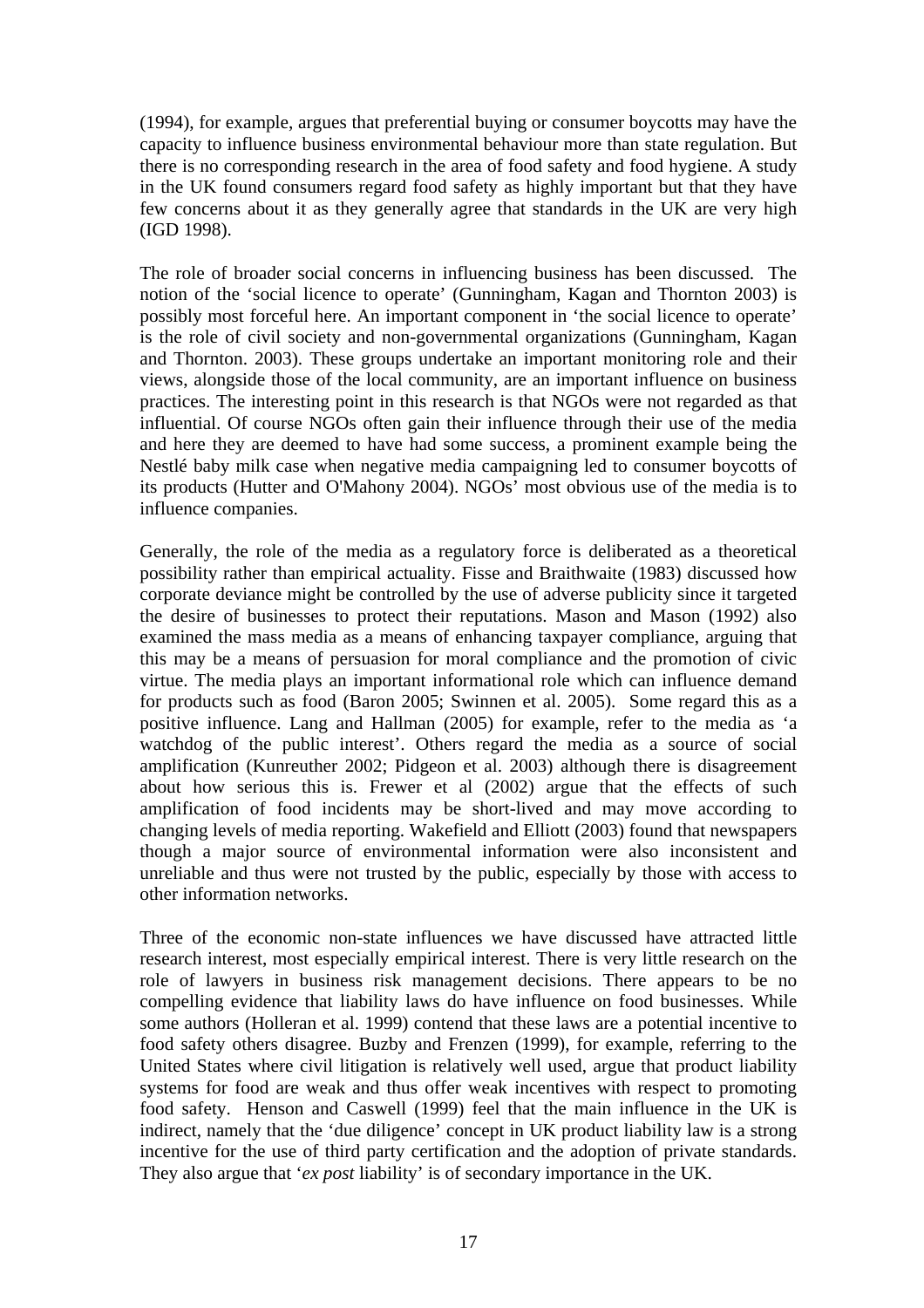(1994), for example, argues that preferential buying or consumer boycotts may have the capacity to influence business environmental behaviour more than state regulation. But there is no corresponding research in the area of food safety and food hygiene. A study in the UK found consumers regard food safety as highly important but that they have few concerns about it as they generally agree that standards in the UK are very high (IGD 1998).

The role of broader social concerns in influencing business has been discussed. The notion of the 'social licence to operate' (Gunningham, Kagan and Thornton 2003) is possibly most forceful here. An important component in 'the social licence to operate' is the role of civil society and non-governmental organizations (Gunningham, Kagan and Thornton. 2003). These groups undertake an important monitoring role and their views, alongside those of the local community, are an important influence on business practices. The interesting point in this research is that NGOs were not regarded as that influential. Of course NGOs often gain their influence through their use of the media and here they are deemed to have had some success, a prominent example being the Nestlé baby milk case when negative media campaigning led to consumer boycotts of its products (Hutter and O'Mahony 2004). NGOs' most obvious use of the media is to influence companies.

Generally, the role of the media as a regulatory force is deliberated as a theoretical possibility rather than empirical actuality. Fisse and Braithwaite (1983) discussed how corporate deviance might be controlled by the use of adverse publicity since it targeted the desire of businesses to protect their reputations. Mason and Mason (1992) also examined the mass media as a means of enhancing taxpayer compliance, arguing that this may be a means of persuasion for moral compliance and the promotion of civic virtue. The media plays an important informational role which can influence demand for products such as food (Baron 2005; Swinnen et al. 2005). Some regard this as a positive influence. Lang and Hallman (2005) for example, refer to the media as 'a watchdog of the public interest'. Others regard the media as a source of social amplification (Kunreuther 2002; Pidgeon et al. 2003) although there is disagreement about how serious this is. Frewer et al (2002) argue that the effects of such amplification of food incidents may be short-lived and may move according to changing levels of media reporting. Wakefield and Elliott (2003) found that newspapers though a major source of environmental information were also inconsistent and unreliable and thus were not trusted by the public, especially by those with access to other information networks.

Three of the economic non-state influences we have discussed have attracted little research interest, most especially empirical interest. There is very little research on the role of lawyers in business risk management decisions. There appears to be no compelling evidence that liability laws do have influence on food businesses. While some authors (Holleran et al. 1999) contend that these laws are a potential incentive to food safety others disagree. Buzby and Frenzen (1999), for example, referring to the United States where civil litigation is relatively well used, argue that product liability systems for food are weak and thus offer weak incentives with respect to promoting food safety. Henson and Caswell (1999) feel that the main influence in the UK is indirect, namely that the 'due diligence' concept in UK product liability law is a strong incentive for the use of third party certification and the adoption of private standards. They also argue that '*ex post* liability' is of secondary importance in the UK.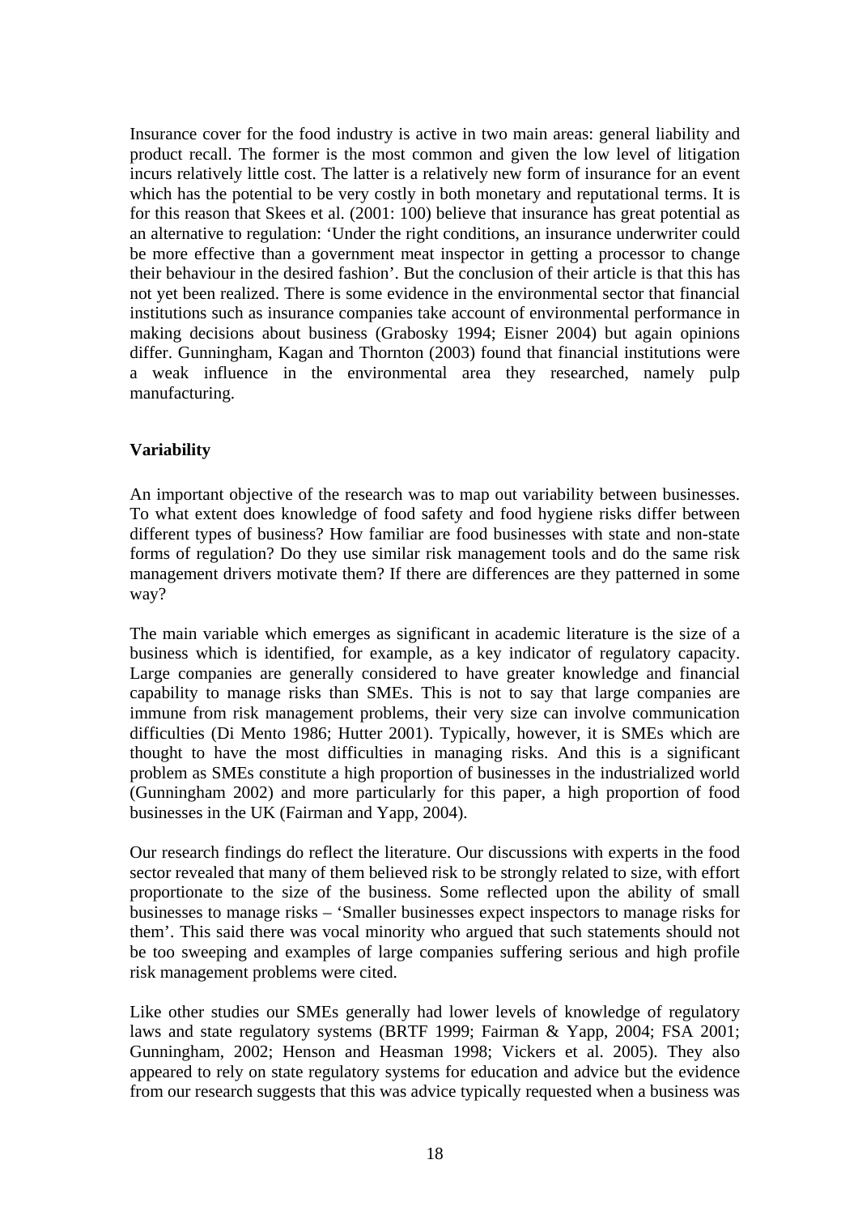Insurance cover for the food industry is active in two main areas: general liability and product recall. The former is the most common and given the low level of litigation incurs relatively little cost. The latter is a relatively new form of insurance for an event which has the potential to be very costly in both monetary and reputational terms. It is for this reason that Skees et al. (2001: 100) believe that insurance has great potential as an alternative to regulation: 'Under the right conditions, an insurance underwriter could be more effective than a government meat inspector in getting a processor to change their behaviour in the desired fashion'. But the conclusion of their article is that this has not yet been realized. There is some evidence in the environmental sector that financial institutions such as insurance companies take account of environmental performance in making decisions about business (Grabosky 1994; Eisner 2004) but again opinions differ. Gunningham, Kagan and Thornton (2003) found that financial institutions were a weak influence in the environmental area they researched, namely pulp manufacturing.

**Variability**

An important objective of the research was to map out variability between businesses. To what extent does knowledge of food safety and food hygiene risks differ between different types of business? How familiar are food businesses with state and non-state forms of regulation? Do they use similar risk management tools and do the same risk management drivers motivate them? If there are differences are they patterned in some way?

The main variable which emerges as significant in academic literature is the size of a business which is identified, for example, as a key indicator of regulatory capacity. Large companies are generally considered to have greater knowledge and financial capability to manage risks than SMEs. This is not to say that large companies are immune from risk management problems, their very size can involve communication difficulties (Di Mento 1986; Hutter 2001). Typically, however, it is SMEs which are thought to have the most difficulties in managing risks. And this is a significant problem as SMEs constitute a high proportion of businesses in the industrialized world (Gunningham 2002) and more particularly for this paper, a high proportion of food businesses in the UK (Fairman and Yapp, 2004).

Our research findings do reflect the literature. Our discussions with experts in the food sector revealed that many of them believed risk to be strongly related to size, with effort proportionate to the size of the business. Some reflected upon the ability of small businesses to manage risks – 'Smaller businesses expect inspectors to manage risks for them'. This said there was vocal minority who argued that such statements should not be too sweeping and examples of large companies suffering serious and high profile risk management problems were cited.

Like other studies our SMEs generally had lower levels of knowledge of regulatory laws and state regulatory systems (BRTF 1999; Fairman & Yapp, 2004; FSA 2001; Gunningham, 2002; Henson and Heasman 1998; Vickers et al. 2005). They also appeared to rely on state regulatory systems for education and advice but the evidence from our research suggests that this was advice typically requested when a business was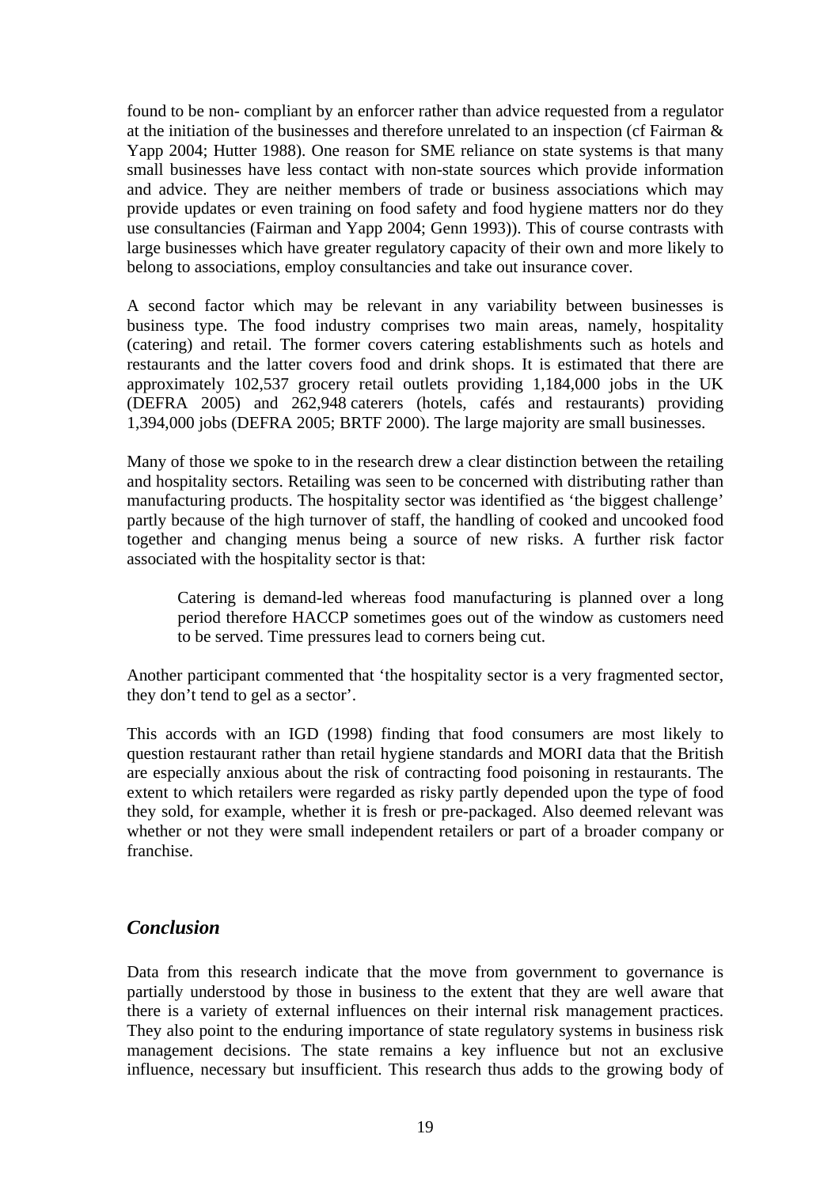found to be non- compliant by an enforcer rather than advice requested from a regulator at the initiation of the businesses and therefore unrelated to an inspection (cf Fairman & Yapp 2004; Hutter 1988). One reason for SME reliance on state systems is that many small businesses have less contact with non-state sources which provide information and advice. They are neither members of trade or business associations which may provide updates or even training on food safety and food hygiene matters nor do they use consultancies (Fairman and Yapp 2004; Genn 1993)). This of course contrasts with large businesses which have greater regulatory capacity of their own and more likely to belong to associations, employ consultancies and take out insurance cover.

A second factor which may be relevant in any variability between businesses is business type. The food industry comprises two main areas, namely, hospitality (catering) and retail. The former covers catering establishments such as hotels and restaurants and the latter covers food and drink shops. It is estimated that there are approximately 102,537 grocery retail outlets providing 1,184,000 jobs in the UK (DEFRA 2005) and 262,948 caterers (hotels, cafés and restaurants) providing 1,394,000 jobs (DEFRA 2005; BRTF 2000). The large majority are small businesses.

Many of those we spoke to in the research drew a clear distinction between the retailing and hospitality sectors. Retailing was seen to be concerned with distributing rather than manufacturing products. The hospitality sector was identified as 'the biggest challenge' partly because of the high turnover of staff, the handling of cooked and uncooked food together and changing menus being a source of new risks. A further risk factor associated with the hospitality sector is that:

> Catering is demand-led whereas food manufacturing is planned over a long period therefore HACCP sometimes goes out of the window as customers need to be served. Time pressures lead to corners being cut.

Another participant commented that 'the hospitality sector is a very fragmented sector, they don't tend to gel as a sector'.

This accords with an IGD (1998) finding that food consumers are most likely to question restaurant rather than retail hygiene standards and MORI data that the British are especially anxious about the risk of contracting food poisoning in restaurants. The extent to which retailers were regarded as risky partly depended upon the type of food they sold, for example, whether it is fresh or pre-packaged. Also deemed relevant was whether or not they were small independent retailers or part of a broader company or franchise.

## *Conclusion*

Data from this research indicate that the move from government to governance is partially understood by those in business to the extent that they are well aware that there is a variety of external influences on their internal risk management practices. They also point to the enduring importance of state regulatory systems in business risk management decisions. The state remains a key influence but not an exclusive influence, necessary but insufficient. This research thus adds to the growing body of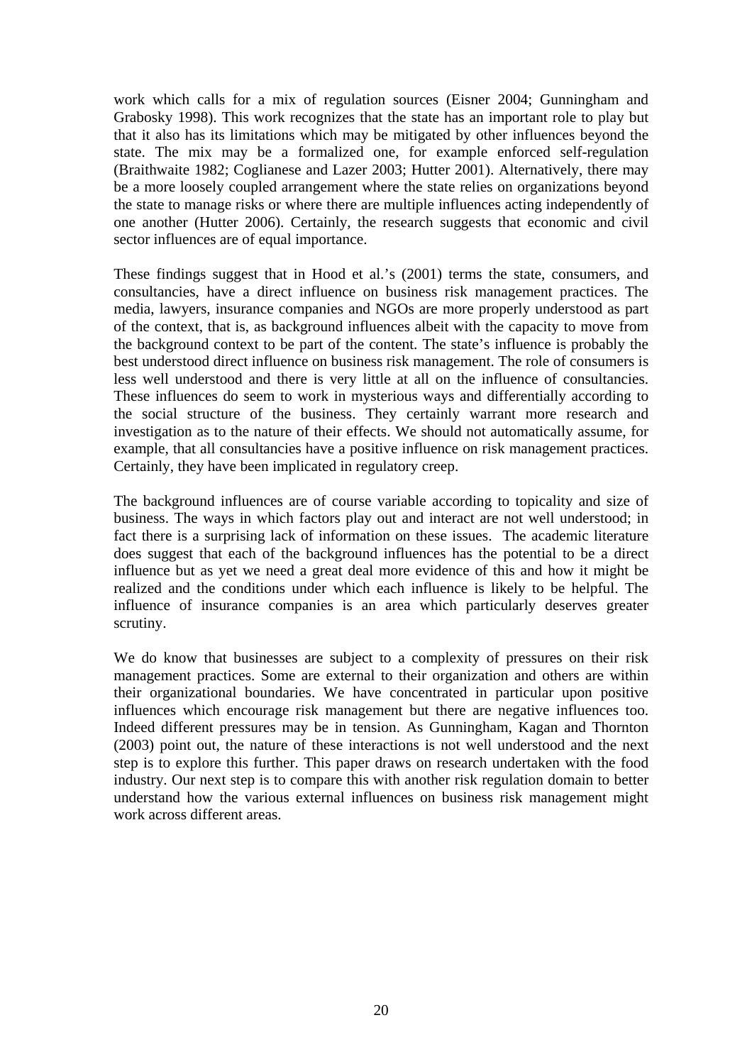work which calls for a mix of regulation sources (Eisner 2004; Gunningham and Grabosky 1998). This work recognizes that the state has an important role to play but that it also has its limitations which may be mitigated by other influences beyond the state. The mix may be a formalized one, for example enforced self-regulation (Braithwaite 1982; Coglianese and Lazer 2003; Hutter 2001). Alternatively, there may be a more loosely coupled arrangement where the state relies on organizations beyond the state to manage risks or where there are multiple influences acting independently of one another (Hutter 2006). Certainly, the research suggests that economic and civil sector influences are of equal importance.

These findings suggest that in Hood et al.'s (2001) terms the state, consumers, and consultancies, have a direct influence on business risk management practices. The media, lawyers, insurance companies and NGOs are more properly understood as part of the context, that is, as background influences albeit with the capacity to move from the background context to be part of the content. The state's influence is probably the best understood direct influence on business risk management. The role of consumers is less well understood and there is very little at all on the influence of consultancies. These influences do seem to work in mysterious ways and differentially according to the social structure of the business. They certainly warrant more research and investigation as to the nature of their effects. We should not automatically assume, for example, that all consultancies have a positive influence on risk management practices. Certainly, they have been implicated in regulatory creep.

The background influences are of course variable according to topicality and size of business. The ways in which factors play out and interact are not well understood; in fact there is a surprising lack of information on these issues. The academic literature does suggest that each of the background influences has the potential to be a direct influence but as yet we need a great deal more evidence of this and how it might be realized and the conditions under which each influence is likely to be helpful. The influence of insurance companies is an area which particularly deserves greater scrutiny.

We do know that businesses are subject to a complexity of pressures on their risk management practices. Some are external to their organization and others are within their organizational boundaries. We have concentrated in particular upon positive influences which encourage risk management but there are negative influences too. Indeed different pressures may be in tension. As Gunningham, Kagan and Thornton (2003) point out, the nature of these interactions is not well understood and the next step is to explore this further. This paper draws on research undertaken with the food industry. Our next step is to compare this with another risk regulation domain to better understand how the various external influences on business risk management might work across different areas.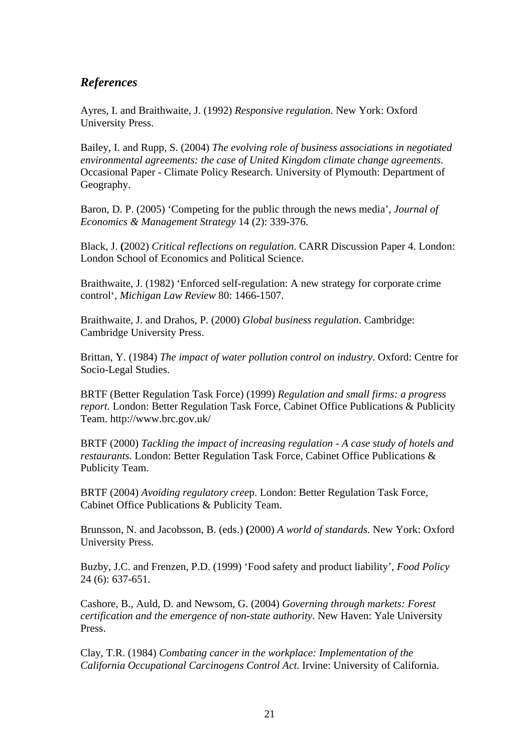## *References*

Ayres, I. and Braithwaite, J. (1992) *Responsive regulation*. New York: Oxford University Press.

Bailey, I. and Rupp, S. (2004) *The evolving role of business associations in negotiated environmental agreements: the case of United Kingdom climate change agreements.* Occasional Paper - Climate Policy Research. University of Plymouth: Department of Geography.

Baron, D. P. (2005) 'Competing for the public through the news media', *Journal of Economics & Management Strategy* 14 (2): 339-376.

Black, J. **(**2002) *Critical reflections on regulation.* CARR Discussion Paper 4. London: London School of Economics and Political Science.

Braithwaite, J. (1982) 'Enforced self-regulation: A new strategy for corporate crime control', *Michigan Law Review* 80: 1466-1507.

Braithwaite, J. and Drahos, P. (2000) *Global business regulation*. Cambridge: Cambridge University Press.

Brittan, Y. (1984) *The impact of water pollution control on industry*. Oxford: Centre for Socio-Legal Studies.

BRTF (Better Regulation Task Force) (1999) *Regulation and small firms: a progress report.* London: Better Regulation Task Force, Cabinet Office Publications & Publicity Team. http://www.brc.gov.uk/

BRTF (2000) *Tackling the impact of increasing regulation - A case study of hotels and restaurants.* London: Better Regulation Task Force, Cabinet Office Publications & Publicity Team.

BRTF (2004) *Avoiding regulatory cree*p. London: Better Regulation Task Force, Cabinet Office Publications & Publicity Team.

Brunsson, N. and Jacobsson, B. (eds.) **(**2000) *A world of standards*. New York: Oxford University Press.

Buzby, J.C. and Frenzen, P.D. (1999) 'Food safety and product liability', *Food Policy* 24 (6): 637-651.

Cashore, B., Auld, D. and Newsom, G. (2004) *Governing through markets: Forest certification and the emergence of non-state authority*. New Haven: Yale University Press.

Clay, T.R. (1984) *Combating cancer in the workplace: Implementation of the California Occupational Carcinogens Control Act.* Irvine: University of California.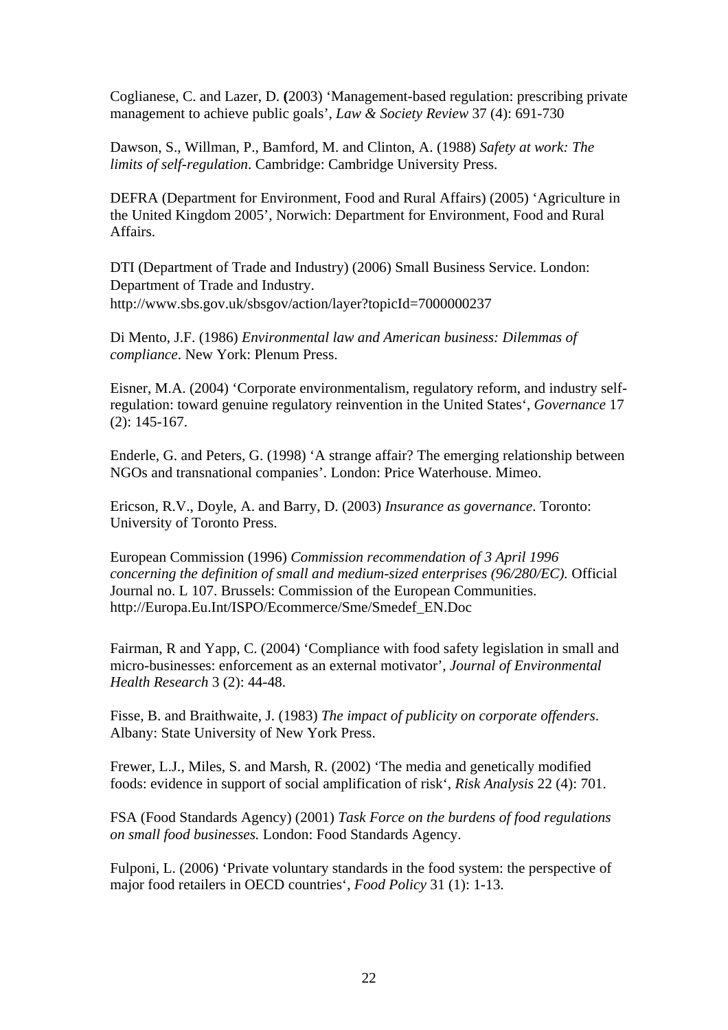Coglianese, C. and Lazer, D. (2003) 'Management-based regulation: prescribing private management to achieve public goals', *Law & Society Review* 37 (4): 691-730

Dawson, S., Willman, P., Bamford, M. and Clinton, A. (1988) *Safety at work: The limits of self-regulation*. Cambridge: Cambridge University Press.

DEFRA (Department for Environment, Food and Rural Affairs) (2005) 'Agriculture in the United Kingdom 2005', Norwich: Department for Environment, Food and Rural Affairs.

DTI (Department of Trade and Industry) (2006) Small Business Service. London: Department of Trade and Industry.
http://www.sbs.gov.uk/sbsgov/action/layer?topicId=7000000237

Di Mento, J.F. (1986) *Environmental law and American business: Dilemmas of compliance*. New York: Plenum Press.

Eisner, M.A. (2004) 'Corporate environmentalism, regulatory reform, and industry self-regulation: toward genuine regulatory reinvention in the United States', *Governance* 17 (2): 145-167.

Enderle, G. and Peters, G. (1998) 'A strange affair? The emerging relationship between NGOs and transnational companies'. London: Price Waterhouse. Mimeo.

Ericson, R.V., Doyle, A. and Barry, D. (2003) *Insurance as governance*. Toronto: University of Toronto Press.

European Commission (1996) *Commission recommendation of 3 April 1996 concerning the definition of small and medium-sized enterprises (96/280/EC).* Official Journal no. L 107. Brussels: Commission of the European Communities.
http://Europa.Eu.Int/ISPO/Ecommerce/Sme/Smedef_EN.Doc

Fairman, R and Yapp, C. (2004) 'Compliance with food safety legislation in small and micro-businesses: enforcement as an external motivator', *Journal of Environmental Health Research* 3 (2): 44-48.

Fisse, B. and Braithwaite, J. (1983) *The impact of publicity on corporate offenders*. Albany: State University of New York Press.

Frewer, L.J., Miles, S. and Marsh, R. (2002) 'The media and genetically modified foods: evidence in support of social amplification of risk', *Risk Analysis* 22 (4): 701.

FSA (Food Standards Agency) (2001) *Task Force on the burdens of food regulations on small food businesses.* London: Food Standards Agency.

Fulponi, L. (2006) 'Private voluntary standards in the food system: the perspective of major food retailers in OECD countries', *Food Policy* 31 (1): 1-13.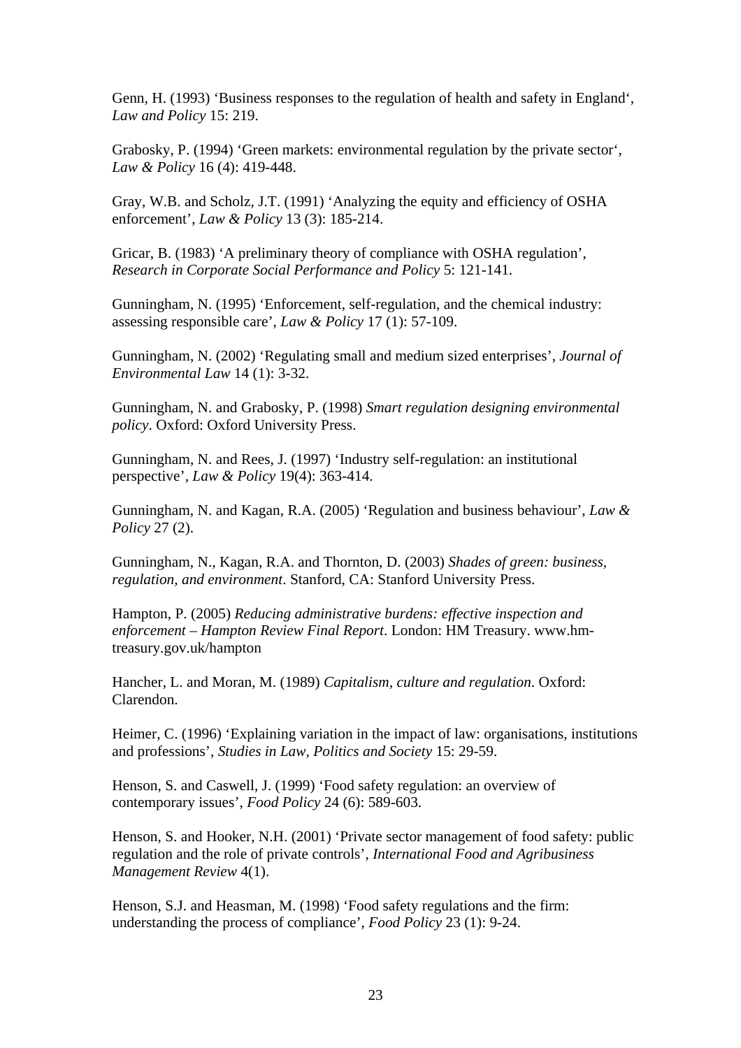Genn, H. (1993) ‘Business responses to the regulation of health and safety in England‘, *Law and Policy* 15: 219.

Grabosky, P. (1994) ‘Green markets: environmental regulation by the private sector‘, *Law & Policy* 16 (4): 419-448.

Gray, W.B. and Scholz, J.T. (1991) ‘Analyzing the equity and efficiency of OSHA enforcement’, *Law & Policy* 13 (3): 185-214.

Gricar, B. (1983) ‘A preliminary theory of compliance with OSHA regulation’, *Research in Corporate Social Performance and Policy* 5: 121-141.

Gunningham, N. (1995) ‘Enforcement, self-regulation, and the chemical industry: assessing responsible care’, *Law & Policy* 17 (1): 57-109.

Gunningham, N. (2002) ‘Regulating small and medium sized enterprises’, *Journal of Environmental Law* 14 (1): 3-32.

Gunningham, N. and Grabosky, P. (1998) *Smart regulation designing environmental policy*. Oxford: Oxford University Press.

Gunningham, N. and Rees, J. (1997) ‘Industry self-regulation: an institutional perspective’, *Law & Policy* 19(4): 363-414.

Gunningham, N. and Kagan, R.A. (2005) ‘Regulation and business behaviour’, *Law & Policy* 27 (2).

Gunningham, N., Kagan, R.A. and Thornton, D. (2003) *Shades of green: business, regulation, and environment*. Stanford, CA: Stanford University Press.

Hampton, P. (2005) *Reducing administrative burdens: effective inspection and enforcement – Hampton Review Final Report*. London: HM Treasury. www.hm-treasury.gov.uk/hampton

Hancher, L. and Moran, M. (1989) *Capitalism, culture and regulation*. Oxford: Clarendon.

Heimer, C. (1996) ‘Explaining variation in the impact of law: organisations, institutions and professions’, *Studies in Law, Politics and Society* 15: 29-59.

Henson, S. and Caswell, J. (1999) ‘Food safety regulation: an overview of contemporary issues’, *Food Policy* 24 (6): 589-603.

Henson, S. and Hooker, N.H. (2001) ‘Private sector management of food safety: public regulation and the role of private controls’, *International Food and Agribusiness Management Review* 4(1).

Henson, S.J. and Heasman, M. (1998) ‘Food safety regulations and the firm: understanding the process of compliance’, *Food Policy* 23 (1): 9-24.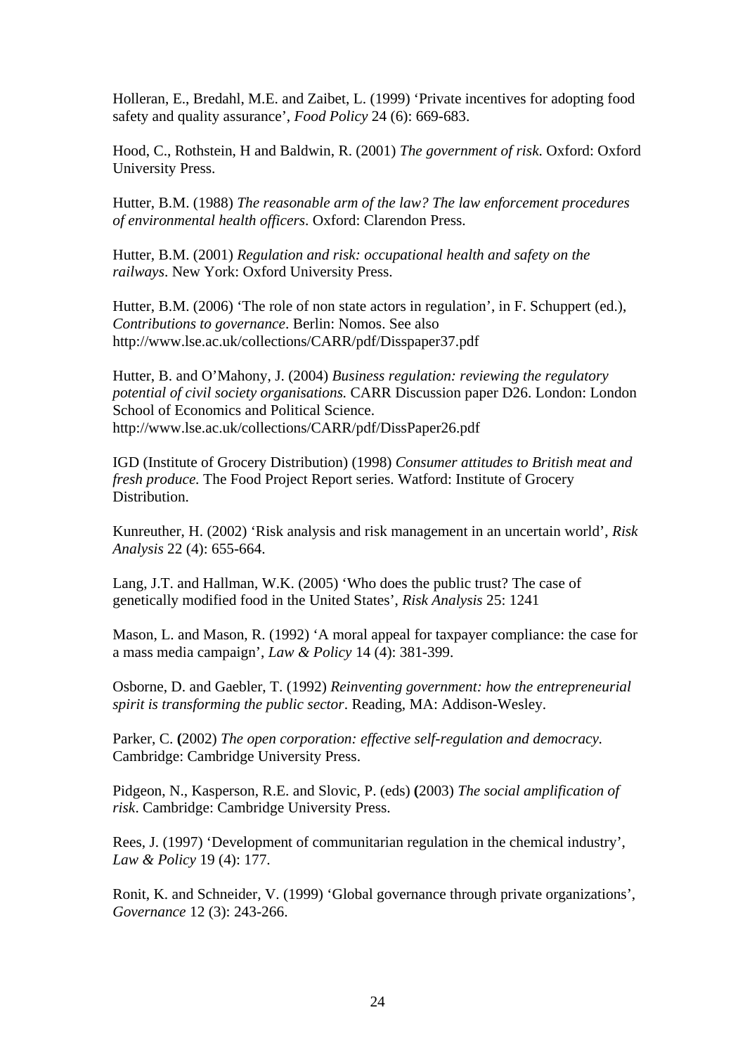Holleran, E., Bredahl, M.E. and Zaibet, L. (1999) 'Private incentives for adopting food safety and quality assurance', *Food Policy* 24 (6): 669-683.

Hood, C., Rothstein, H and Baldwin, R. (2001) *The government of risk*. Oxford: Oxford University Press.

Hutter, B.M. (1988) *The reasonable arm of the law? The law enforcement procedures of environmental health officers*. Oxford: Clarendon Press.

Hutter, B.M. (2001) *Regulation and risk: occupational health and safety on the railways*. New York: Oxford University Press.

Hutter, B.M. (2006) 'The role of non state actors in regulation', in F. Schuppert (ed.), *Contributions to governance*. Berlin: Nomos. See also http://www.lse.ac.uk/collections/CARR/pdf/Disspaper37.pdf

Hutter, B. and O'Mahony, J. (2004) *Business regulation: reviewing the regulatory potential of civil society organisations.* CARR Discussion paper D26. London: London School of Economics and Political Science. http://www.lse.ac.uk/collections/CARR/pdf/DissPaper26.pdf

IGD (Institute of Grocery Distribution) (1998) *Consumer attitudes to British meat and fresh produce.* The Food Project Report series. Watford: Institute of Grocery Distribution.

Kunreuther, H. (2002) 'Risk analysis and risk management in an uncertain world', *Risk Analysis* 22 (4): 655-664.

Lang, J.T. and Hallman, W.K. (2005) 'Who does the public trust? The case of genetically modified food in the United States', *Risk Analysis* 25: 1241

Mason, L. and Mason, R. (1992) 'A moral appeal for taxpayer compliance: the case for a mass media campaign', *Law & Policy* 14 (4): 381-399.

Osborne, D. and Gaebler, T. (1992) *Reinventing government: how the entrepreneurial spirit is transforming the public sector*. Reading, MA: Addison-Wesley.

Parker, C. **(**2002) *The open corporation: effective self-regulation and democracy*. Cambridge: Cambridge University Press.

Pidgeon, N., Kasperson, R.E. and Slovic, P. (eds) **(**2003) *The social amplification of risk*. Cambridge: Cambridge University Press.

Rees, J. (1997) 'Development of communitarian regulation in the chemical industry', *Law & Policy* 19 (4): 177.

Ronit, K. and Schneider, V. (1999) 'Global governance through private organizations', *Governance* 12 (3): 243-266.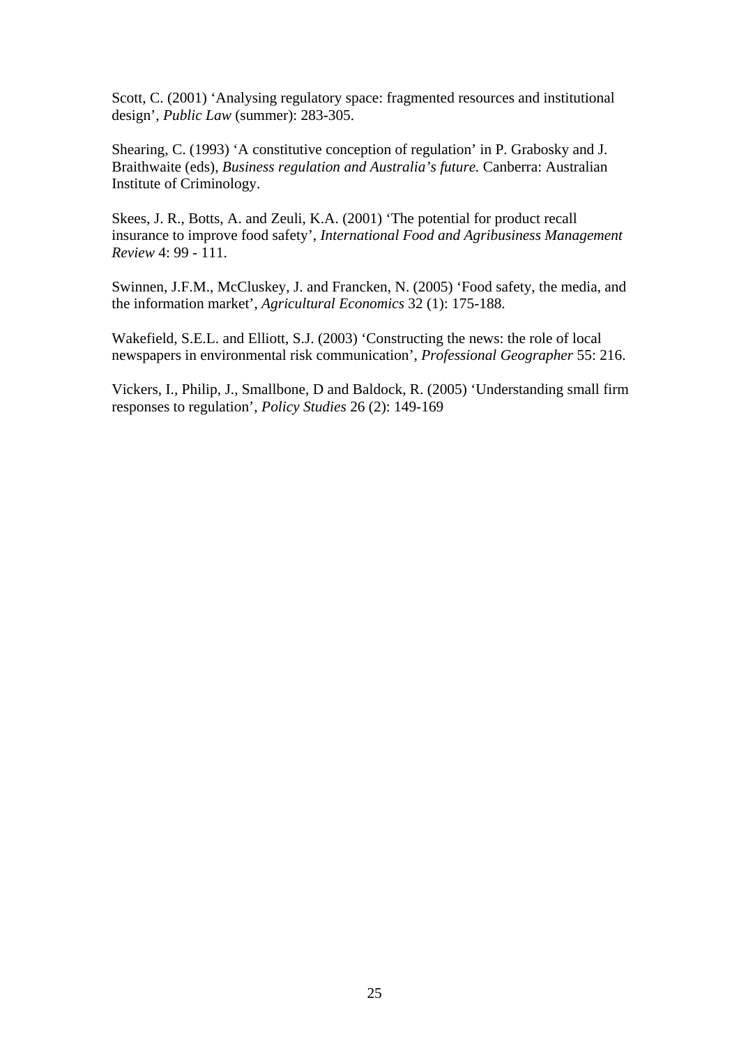Scott, C. (2001) 'Analysing regulatory space: fragmented resources and institutional design', *Public Law* (summer): 283-305.

Shearing, C. (1993) 'A constitutive conception of regulation' in P. Grabosky and J. Braithwaite (eds), *Business regulation and Australia's future.* Canberra: Australian Institute of Criminology.

Skees, J. R., Botts, A. and Zeuli, K.A. (2001) 'The potential for product recall insurance to improve food safety', *International Food and Agribusiness Management Review* 4: 99 - 111.

Swinnen, J.F.M., McCluskey, J. and Francken, N. (2005) 'Food safety, the media, and the information market', *Agricultural Economics* 32 (1): 175-188.

Wakefield, S.E.L. and Elliott, S.J. (2003) 'Constructing the news: the role of local newspapers in environmental risk communication', *Professional Geographer* 55: 216.

Vickers, I., Philip, J., Smallbone, D and Baldock, R. (2005) 'Understanding small firm responses to regulation', *Policy Studies* 26 (2): 149-169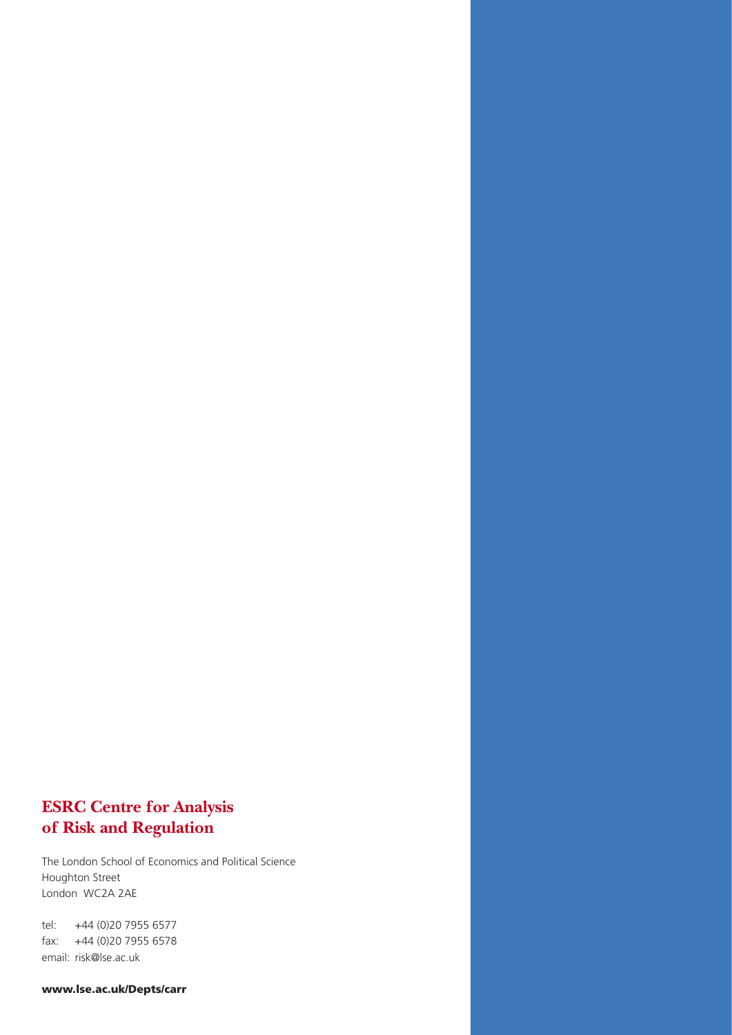**ESRC Centre for Analysis of Risk and Regulation**

The London School of Economics and Political Science
Houghton Street
London WC2A 2AE

tel: +44 (0)20 7955 6577
fax: +44 (0)20 7955 6578
email: risk@lse.ac.uk

**www.lse.ac.uk/Depts/carr**